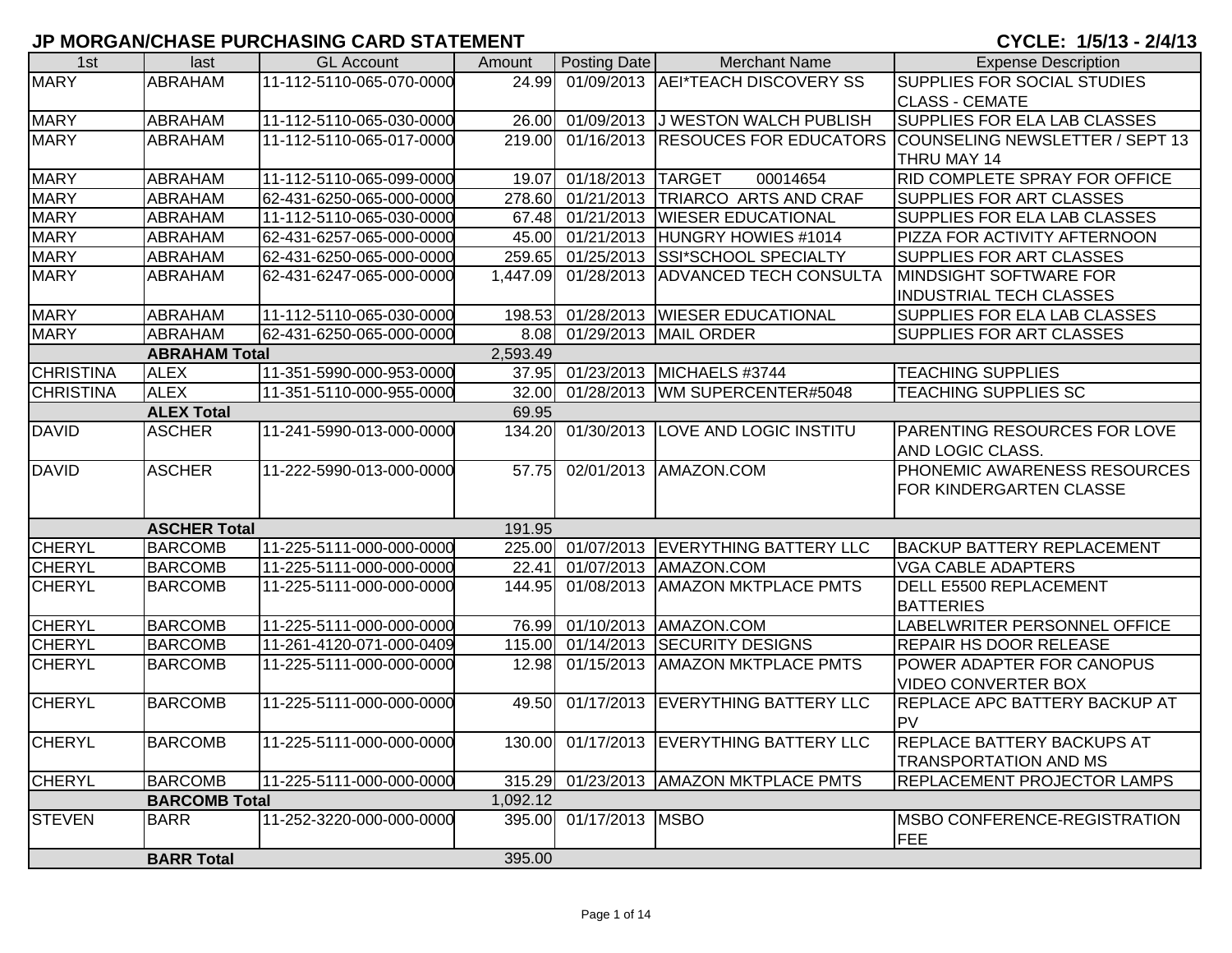# JP MORGAN/CHASE PURCHASING CARD STATEMENT

**CYCLE: 1/5/13 - 2/4/13**

| 1st | last | GL Account | Amount | Posting Date | Merchant Name | Expense Description |
|---|---|---|---|---|---|---|
| MARY | ABRAHAM | 11-112-5110-065-070-0000 | 24.99 | 01/09/2013 | AEI*TEACH DISCOVERY SS | SUPPLIES FOR SOCIAL STUDIES CLASS - CEMATE |
| MARY | ABRAHAM | 11-112-5110-065-030-0000 | 26.00 | 01/09/2013 | J WESTON WALCH PUBLISH | SUPPLIES FOR ELA LAB CLASSES |
| MARY | ABRAHAM | 11-112-5110-065-017-0000 | 219.00 | 01/16/2013 | RESOUCES FOR EDUCATORS | COUNSELING NEWSLETTER / SEPT 13 THRU MAY 14 |
| MARY | ABRAHAM | 11-112-5110-065-099-0000 | 19.07 | 01/18/2013 | TARGET 00014654 | RID COMPLETE SPRAY FOR OFFICE |
| MARY | ABRAHAM | 62-431-6250-065-000-0000 | 278.60 | 01/21/2013 | TRIARCO ARTS AND CRAF | SUPPLIES FOR ART CLASSES |
| MARY | ABRAHAM | 11-112-5110-065-030-0000 | 67.48 | 01/21/2013 | WIESER EDUCATIONAL | SUPPLIES FOR ELA LAB CLASSES |
| MARY | ABRAHAM | 62-431-6257-065-000-0000 | 45.00 | 01/21/2013 | HUNGRY HOWIES #1014 | PIZZA FOR ACTIVITY AFTERNOON |
| MARY | ABRAHAM | 62-431-6250-065-000-0000 | 259.65 | 01/25/2013 | SSI*SCHOOL SPECIALTY | SUPPLIES FOR ART CLASSES |
| MARY | ABRAHAM | 62-431-6247-065-000-0000 | 1,447.09 | 01/28/2013 | ADVANCED TECH CONSULTA | MINDSIGHT SOFTWARE FOR INDUSTRIAL TECH CLASSES |
| MARY | ABRAHAM | 11-112-5110-065-030-0000 | 198.53 | 01/28/2013 | WIESER EDUCATIONAL | SUPPLIES FOR ELA LAB CLASSES |
| MARY | ABRAHAM | 62-431-6250-065-000-0000 | 8.08 | 01/29/2013 | MAIL ORDER | SUPPLIES FOR ART CLASSES |
| | **ABRAHAM Total** | | 2,593.49 | | | |
| CHRISTINA | ALEX | 11-351-5990-000-953-0000 | 37.95 | 01/23/2013 | MICHAELS #3744 | TEACHING SUPPLIES |
| CHRISTINA | ALEX | 11-351-5110-000-955-0000 | 32.00 | 01/28/2013 | WM SUPERCENTER#5048 | TEACHING SUPPLIES SC |
| | **ALEX Total** | | 69.95 | | | |
| DAVID | ASCHER | 11-241-5990-013-000-0000 | 134.20 | 01/30/2013 | LOVE AND LOGIC INSTITU | PARENTING RESOURCES FOR LOVE AND LOGIC CLASS. |
| DAVID | ASCHER | 11-222-5990-013-000-0000 | 57.75 | 02/01/2013 | AMAZON.COM | PHONEMIC AWARENESS RESOURCES FOR KINDERGARTEN CLASSE |
| | **ASCHER Total** | | 191.95 | | | |
| CHERYL | BARCOMB | 11-225-5111-000-000-0000 | 225.00 | 01/07/2013 | EVERYTHING BATTERY LLC | BACKUP BATTERY REPLACEMENT |
| CHERYL | BARCOMB | 11-225-5111-000-000-0000 | 22.41 | 01/07/2013 | AMAZON.COM | VGA CABLE ADAPTERS |
| CHERYL | BARCOMB | 11-225-5111-000-000-0000 | 144.95 | 01/08/2013 | AMAZON MKTPLACE PMTS | DELL E5500 REPLACEMENT BATTERIES |
| CHERYL | BARCOMB | 11-225-5111-000-000-0000 | 76.99 | 01/10/2013 | AMAZON.COM | LABELWRITER PERSONNEL OFFICE |
| CHERYL | BARCOMB | 11-261-4120-071-000-0409 | 115.00 | 01/14/2013 | SECURITY DESIGNS | REPAIR HS DOOR RELEASE |
| CHERYL | BARCOMB | 11-225-5111-000-000-0000 | 12.98 | 01/15/2013 | AMAZON MKTPLACE PMTS | POWER ADAPTER FOR CANOPUS VIDEO CONVERTER BOX |
| CHERYL | BARCOMB | 11-225-5111-000-000-0000 | 49.50 | 01/17/2013 | EVERYTHING BATTERY LLC | REPLACE APC BATTERY BACKUP AT PV |
| CHERYL | BARCOMB | 11-225-5111-000-000-0000 | 130.00 | 01/17/2013 | EVERYTHING BATTERY LLC | REPLACE BATTERY BACKUPS AT TRANSPORTATION AND MS |
| CHERYL | BARCOMB | 11-225-5111-000-000-0000 | 315.29 | 01/23/2013 | AMAZON MKTPLACE PMTS | REPLACEMENT PROJECTOR LAMPS |
| | **BARCOMB Total** | | 1,092.12 | | | |
| STEVEN | BARR | 11-252-3220-000-000-0000 | 395.00 | 01/17/2013 | MSBO | MSBO CONFERENCE-REGISTRATION FEE |
| | **BARR Total** | | 395.00 | | | |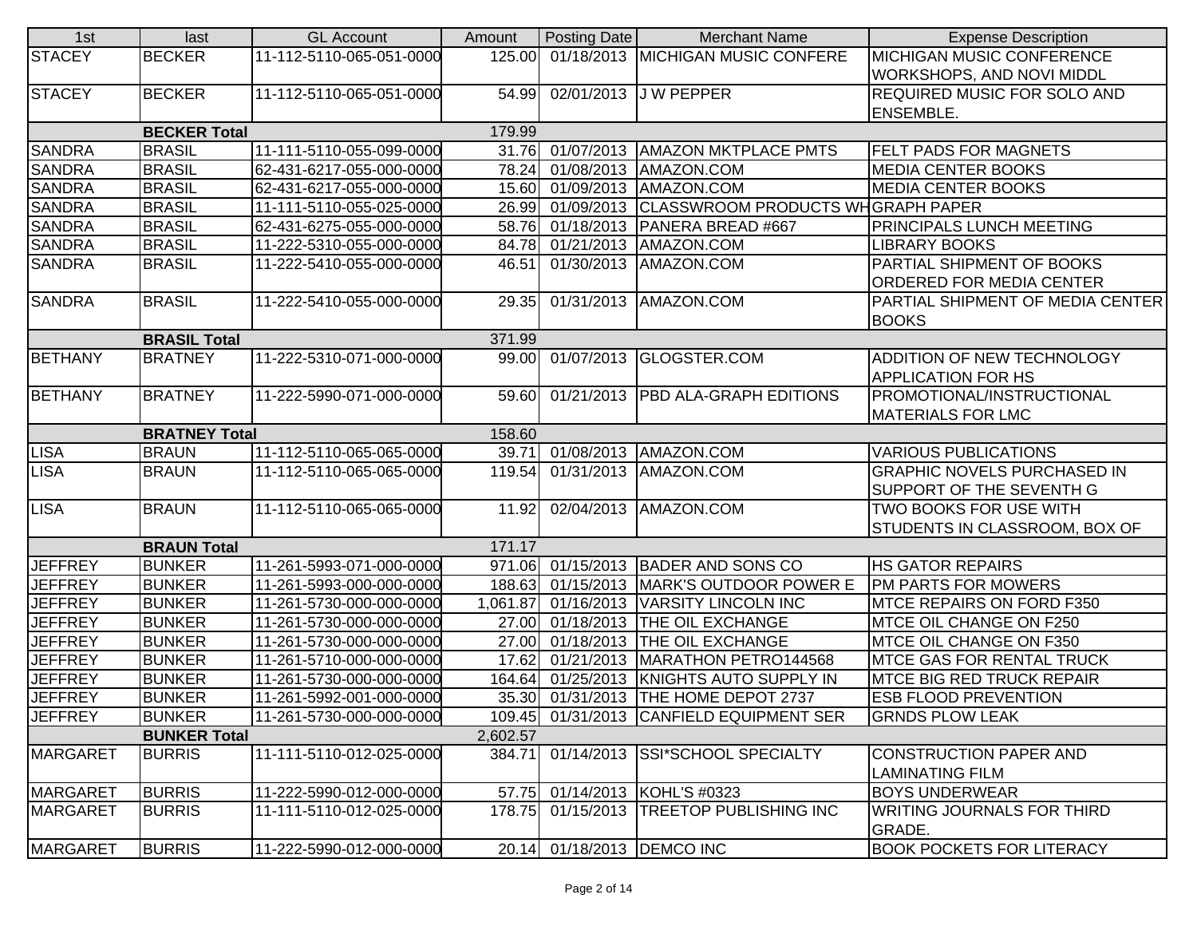| 1st | last | GL Account | Amount | Posting Date | Merchant Name | Expense Description |
|---|---|---|---|---|---|---|
| STACEY | BECKER | 11-112-5110-065-051-0000 | 125.00 | 01/18/2013 | MICHIGAN MUSIC CONFERE | MICHIGAN MUSIC CONFERENCE WORKSHOPS, AND NOVI MIDDL |
| STACEY | BECKER | 11-112-5110-065-051-0000 | 54.99 | 02/01/2013 | J W PEPPER | REQUIRED MUSIC FOR SOLO AND ENSEMBLE. |
| | **BECKER Total** | | 179.99 | | | |
| SANDRA | BRASIL | 11-111-5110-055-099-0000 | 31.76 | 01/07/2013 | AMAZON MKTPLACE PMTS | FELT PADS FOR MAGNETS |
| SANDRA | BRASIL | 62-431-6217-055-000-0000 | 78.24 | 01/08/2013 | AMAZON.COM | MEDIA CENTER BOOKS |
| SANDRA | BRASIL | 62-431-6217-055-000-0000 | 15.60 | 01/09/2013 | AMAZON.COM | MEDIA CENTER BOOKS |
| SANDRA | BRASIL | 11-111-5110-055-025-0000 | 26.99 | 01/09/2013 | CLASSWROOM PRODUCTS WH | GRAPH PAPER |
| SANDRA | BRASIL | 62-431-6275-055-000-0000 | 58.76 | 01/18/2013 | PANERA BREAD #667 | PRINCIPALS LUNCH MEETING |
| SANDRA | BRASIL | 11-222-5310-055-000-0000 | 84.78 | 01/21/2013 | AMAZON.COM | LIBRARY BOOKS |
| SANDRA | BRASIL | 11-222-5410-055-000-0000 | 46.51 | 01/30/2013 | AMAZON.COM | PARTIAL SHIPMENT OF BOOKS ORDERED FOR MEDIA CENTER |
| SANDRA | BRASIL | 11-222-5410-055-000-0000 | 29.35 | 01/31/2013 | AMAZON.COM | PARTIAL SHIPMENT OF MEDIA CENTER BOOKS |
| | **BRASIL Total** | | 371.99 | | | |
| BETHANY | BRATNEY | 11-222-5310-071-000-0000 | 99.00 | 01/07/2013 | GLOGSTER.COM | ADDITION OF NEW TECHNOLOGY APPLICATION FOR HS |
| BETHANY | BRATNEY | 11-222-5990-071-000-0000 | 59.60 | 01/21/2013 | PBD ALA-GRAPH EDITIONS | PROMOTIONAL/INSTRUCTIONAL MATERIALS FOR LMC |
| | **BRATNEY Total** | | 158.60 | | | |
| LISA | BRAUN | 11-112-5110-065-065-0000 | 39.71 | 01/08/2013 | AMAZON.COM | VARIOUS PUBLICATIONS |
| LISA | BRAUN | 11-112-5110-065-065-0000 | 119.54 | 01/31/2013 | AMAZON.COM | GRAPHIC NOVELS PURCHASED IN SUPPORT OF THE SEVENTH G |
| LISA | BRAUN | 11-112-5110-065-065-0000 | 11.92 | 02/04/2013 | AMAZON.COM | TWO BOOKS FOR USE WITH STUDENTS IN CLASSROOM, BOX OF |
| | **BRAUN Total** | | 171.17 | | | |
| JEFFREY | BUNKER | 11-261-5993-071-000-0000 | 971.06 | 01/15/2013 | BADER AND SONS CO | HS GATOR REPAIRS |
| JEFFREY | BUNKER | 11-261-5993-000-000-0000 | 188.63 | 01/15/2013 | MARK'S OUTDOOR POWER E | PM PARTS FOR MOWERS |
| JEFFREY | BUNKER | 11-261-5730-000-000-0000 | 1,061.87 | 01/16/2013 | VARSITY LINCOLN INC | MTCE REPAIRS ON FORD F350 |
| JEFFREY | BUNKER | 11-261-5730-000-000-0000 | 27.00 | 01/18/2013 | THE OIL EXCHANGE | MTCE OIL CHANGE ON F250 |
| JEFFREY | BUNKER | 11-261-5730-000-000-0000 | 27.00 | 01/18/2013 | THE OIL EXCHANGE | MTCE OIL CHANGE ON F350 |
| JEFFREY | BUNKER | 11-261-5710-000-000-0000 | 17.62 | 01/21/2013 | MARATHON PETRO144568 | MTCE GAS FOR RENTAL TRUCK |
| JEFFREY | BUNKER | 11-261-5730-000-000-0000 | 164.64 | 01/25/2013 | KNIGHTS AUTO SUPPLY IN | MTCE BIG RED TRUCK REPAIR |
| JEFFREY | BUNKER | 11-261-5992-001-000-0000 | 35.30 | 01/31/2013 | THE HOME DEPOT 2737 | ESB FLOOD PREVENTION |
| JEFFREY | BUNKER | 11-261-5730-000-000-0000 | 109.45 | 01/31/2013 | CANFIELD EQUIPMENT SER | GRNDS PLOW LEAK |
| | **BUNKER Total** | | 2,602.57 | | | |
| MARGARET | BURRIS | 11-111-5110-012-025-0000 | 384.71 | 01/14/2013 | SSI*SCHOOL SPECIALTY | CONSTRUCTION PAPER AND LAMINATING FILM |
| MARGARET | BURRIS | 11-222-5990-012-000-0000 | 57.75 | 01/14/2013 | KOHL'S #0323 | BOYS UNDERWEAR |
| MARGARET | BURRIS | 11-111-5110-012-025-0000 | 178.75 | 01/15/2013 | TREETOP PUBLISHING INC | WRITING JOURNALS FOR THIRD GRADE. |
| MARGARET | BURRIS | 11-222-5990-012-000-0000 | 20.14 | 01/18/2013 | DEMCO INC | BOOK POCKETS FOR LITERACY |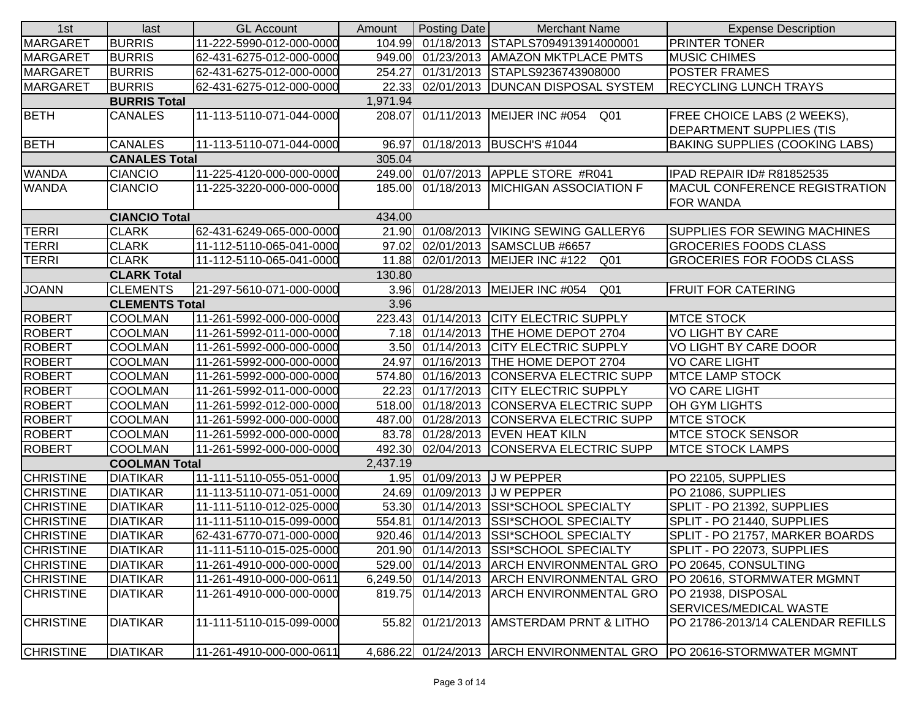| 1st | last | GL Account | Amount | Posting Date | Merchant Name | Expense Description |
|---|---|---|---|---|---|---|
| MARGARET | BURRIS | 11-222-5990-012-000-0000 | 104.99 | 01/18/2013 | STAPLS7094913914000001 | PRINTER TONER |
| MARGARET | BURRIS | 62-431-6275-012-000-0000 | 949.00 | 01/23/2013 | AMAZON MKTPLACE PMTS | MUSIC CHIMES |
| MARGARET | BURRIS | 62-431-6275-012-000-0000 | 254.27 | 01/31/2013 | STAPLS9236743908000 | POSTER FRAMES |
| MARGARET | BURRIS | 62-431-6275-012-000-0000 | 22.33 | 02/01/2013 | DUNCAN DISPOSAL SYSTEM | RECYCLING LUNCH TRAYS |
| | **BURRIS Total** | | 1,971.94 | | | |
| BETH | CANALES | 11-113-5110-071-044-0000 | 208.07 | 01/11/2013 | MEIJER INC #054 Q01 | FREE CHOICE LABS (2 WEEKS), DEPARTMENT SUPPLIES (TIS |
| BETH | CANALES | 11-113-5110-071-044-0000 | 96.97 | 01/18/2013 | BUSCH'S #1044 | BAKING SUPPLIES (COOKING LABS) |
| | **CANALES Total** | | 305.04 | | | |
| WANDA | CIANCIO | 11-225-4120-000-000-0000 | 249.00 | 01/07/2013 | APPLE STORE #R041 | IPAD REPAIR ID# R81852535 |
| WANDA | CIANCIO | 11-225-3220-000-000-0000 | 185.00 | 01/18/2013 | MICHIGAN ASSOCIATION F | MACUL CONFERENCE REGISTRATION FOR WANDA |
| | **CIANCIO Total** | | 434.00 | | | |
| TERRI | CLARK | 62-431-6249-065-000-0000 | 21.90 | 01/08/2013 | VIKING SEWING GALLERY6 | SUPPLIES FOR SEWING MACHINES |
| TERRI | CLARK | 11-112-5110-065-041-0000 | 97.02 | 02/01/2013 | SAMSCLUB #6657 | GROCERIES FOODS CLASS |
| TERRI | CLARK | 11-112-5110-065-041-0000 | 11.88 | 02/01/2013 | MEIJER INC #122 Q01 | GROCERIES FOR FOODS CLASS |
| | **CLARK Total** | | 130.80 | | | |
| JOANN | CLEMENTS | 21-297-5610-071-000-0000 | 3.96 | 01/28/2013 | MEIJER INC #054 Q01 | FRUIT FOR CATERING |
| | **CLEMENTS Total** | | 3.96 | | | |
| ROBERT | COOLMAN | 11-261-5992-000-000-0000 | 223.43 | 01/14/2013 | CITY ELECTRIC SUPPLY | MTCE STOCK |
| ROBERT | COOLMAN | 11-261-5992-011-000-0000 | 7.18 | 01/14/2013 | THE HOME DEPOT 2704 | VO LIGHT BY CARE |
| ROBERT | COOLMAN | 11-261-5992-000-000-0000 | 3.50 | 01/14/2013 | CITY ELECTRIC SUPPLY | VO LIGHT BY CARE DOOR |
| ROBERT | COOLMAN | 11-261-5992-000-000-0000 | 24.97 | 01/16/2013 | THE HOME DEPOT 2704 | VO CARE LIGHT |
| ROBERT | COOLMAN | 11-261-5992-000-000-0000 | 574.80 | 01/16/2013 | CONSERVA ELECTRIC SUPP | MTCE LAMP STOCK |
| ROBERT | COOLMAN | 11-261-5992-011-000-0000 | 22.23 | 01/17/2013 | CITY ELECTRIC SUPPLY | VO CARE LIGHT |
| ROBERT | COOLMAN | 11-261-5992-012-000-0000 | 518.00 | 01/18/2013 | CONSERVA ELECTRIC SUPP | OH GYM LIGHTS |
| ROBERT | COOLMAN | 11-261-5992-000-000-0000 | 487.00 | 01/28/2013 | CONSERVA ELECTRIC SUPP | MTCE STOCK |
| ROBERT | COOLMAN | 11-261-5992-000-000-0000 | 83.78 | 01/28/2013 | EVEN HEAT KILN | MTCE STOCK SENSOR |
| ROBERT | COOLMAN | 11-261-5992-000-000-0000 | 492.30 | 02/04/2013 | CONSERVA ELECTRIC SUPP | MTCE STOCK LAMPS |
| | **COOLMAN Total** | | 2,437.19 | | | |
| CHRISTINE | DIATIKAR | 11-111-5110-055-051-0000 | 1.95 | 01/09/2013 | J W PEPPER | PO 22105, SUPPLIES |
| CHRISTINE | DIATIKAR | 11-113-5110-071-051-0000 | 24.69 | 01/09/2013 | J W PEPPER | PO 21086, SUPPLIES |
| CHRISTINE | DIATIKAR | 11-111-5110-012-025-0000 | 53.30 | 01/14/2013 | SSI*SCHOOL SPECIALTY | SPLIT - PO 21392, SUPPLIES |
| CHRISTINE | DIATIKAR | 11-111-5110-015-099-0000 | 554.81 | 01/14/2013 | SSI*SCHOOL SPECIALTY | SPLIT - PO 21440, SUPPLIES |
| CHRISTINE | DIATIKAR | 62-431-6770-071-000-0000 | 920.46 | 01/14/2013 | SSI*SCHOOL SPECIALTY | SPLIT - PO 21757, MARKER BOARDS |
| CHRISTINE | DIATIKAR | 11-111-5110-015-025-0000 | 201.90 | 01/14/2013 | SSI*SCHOOL SPECIALTY | SPLIT - PO 22073, SUPPLIES |
| CHRISTINE | DIATIKAR | 11-261-4910-000-000-0000 | 529.00 | 01/14/2013 | ARCH ENVIRONMENTAL GRO | PO 20645, CONSULTING |
| CHRISTINE | DIATIKAR | 11-261-4910-000-000-0611 | 6,249.50 | 01/14/2013 | ARCH ENVIRONMENTAL GRO | PO 20616, STORMWATER MGMNT |
| CHRISTINE | DIATIKAR | 11-261-4910-000-000-0000 | 819.75 | 01/14/2013 | ARCH ENVIRONMENTAL GRO | PO 21938, DISPOSAL SERVICES/MEDICAL WASTE |
| CHRISTINE | DIATIKAR | 11-111-5110-015-099-0000 | 55.82 | 01/21/2013 | AMSTERDAM PRNT & LITHO | PO 21786-2013/14 CALENDAR REFILLS |
| CHRISTINE | DIATIKAR | 11-261-4910-000-000-0611 | 4,686.22 | 01/24/2013 | ARCH ENVIRONMENTAL GRO | PO 20616-STORMWATER MGMNT |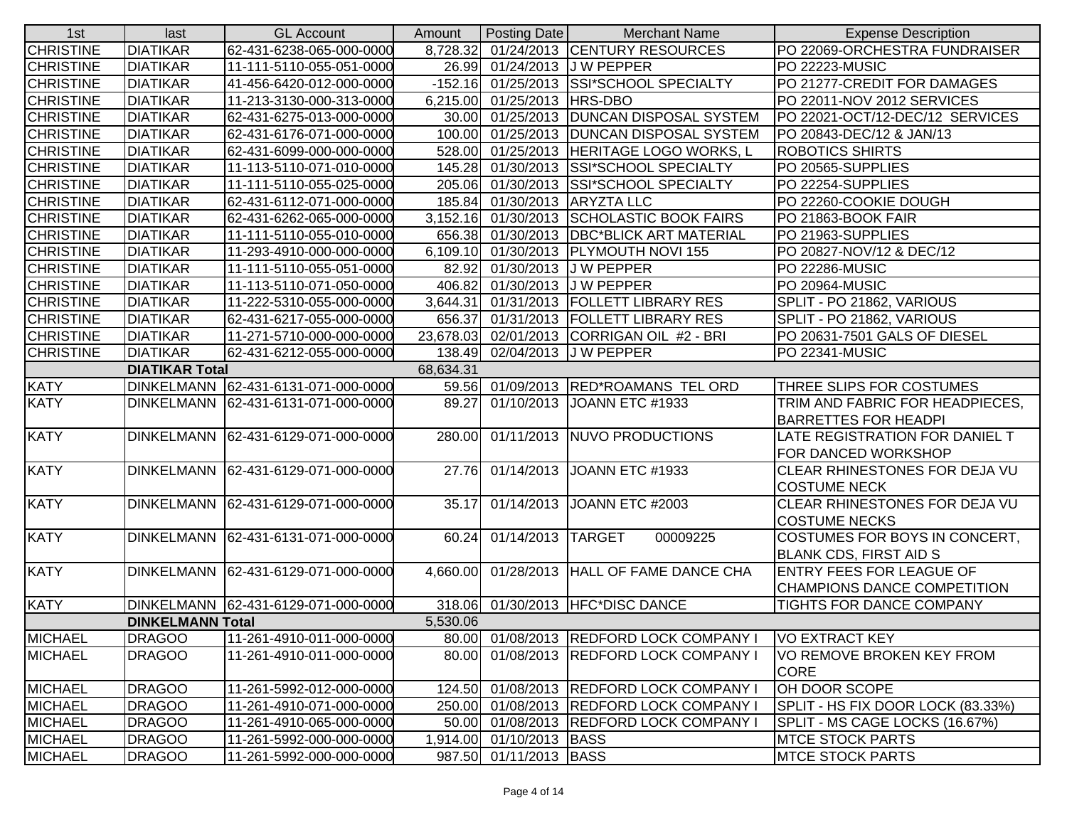| 1st | last | GL Account | Amount | Posting Date | Merchant Name | Expense Description |
|---|---|---|---|---|---|---|
| CHRISTINE | DIATIKAR | 62-431-6238-065-000-0000 | 8,728.32 | 01/24/2013 | CENTURY RESOURCES | PO 22069-ORCHESTRA FUNDRAISER |
| CHRISTINE | DIATIKAR | 11-111-5110-055-051-0000 | 26.99 | 01/24/2013 | J W PEPPER | PO 22223-MUSIC |
| CHRISTINE | DIATIKAR | 41-456-6420-012-000-0000 | -152.16 | 01/25/2013 | SSI*SCHOOL SPECIALTY | PO 21277-CREDIT FOR DAMAGES |
| CHRISTINE | DIATIKAR | 11-213-3130-000-313-0000 | 6,215.00 | 01/25/2013 | HRS-DBO | PO 22011-NOV 2012 SERVICES |
| CHRISTINE | DIATIKAR | 62-431-6275-013-000-0000 | 30.00 | 01/25/2013 | DUNCAN DISPOSAL SYSTEM | PO 22021-OCT/12-DEC/12 SERVICES |
| CHRISTINE | DIATIKAR | 62-431-6176-071-000-0000 | 100.00 | 01/25/2013 | DUNCAN DISPOSAL SYSTEM | PO 20843-DEC/12 & JAN/13 |
| CHRISTINE | DIATIKAR | 62-431-6099-000-000-0000 | 528.00 | 01/25/2013 | HERITAGE LOGO WORKS, L | ROBOTICS SHIRTS |
| CHRISTINE | DIATIKAR | 11-113-5110-071-010-0000 | 145.28 | 01/30/2013 | SSI*SCHOOL SPECIALTY | PO 20565-SUPPLIES |
| CHRISTINE | DIATIKAR | 11-111-5110-055-025-0000 | 205.06 | 01/30/2013 | SSI*SCHOOL SPECIALTY | PO 22254-SUPPLIES |
| CHRISTINE | DIATIKAR | 62-431-6112-071-000-0000 | 185.84 | 01/30/2013 | ARYZTA LLC | PO 22260-COOKIE DOUGH |
| CHRISTINE | DIATIKAR | 62-431-6262-065-000-0000 | 3,152.16 | 01/30/2013 | SCHOLASTIC BOOK FAIRS | PO 21863-BOOK FAIR |
| CHRISTINE | DIATIKAR | 11-111-5110-055-010-0000 | 656.38 | 01/30/2013 | DBC*BLICK ART MATERIAL | PO 21963-SUPPLIES |
| CHRISTINE | DIATIKAR | 11-293-4910-000-000-0000 | 6,109.10 | 01/30/2013 | PLYMOUTH NOVI 155 | PO 20827-NOV/12 & DEC/12 |
| CHRISTINE | DIATIKAR | 11-111-5110-055-051-0000 | 82.92 | 01/30/2013 | J W PEPPER | PO 22286-MUSIC |
| CHRISTINE | DIATIKAR | 11-113-5110-071-050-0000 | 406.82 | 01/30/2013 | J W PEPPER | PO 20964-MUSIC |
| CHRISTINE | DIATIKAR | 11-222-5310-055-000-0000 | 3,644.31 | 01/31/2013 | FOLLETT LIBRARY RES | SPLIT - PO 21862, VARIOUS |
| CHRISTINE | DIATIKAR | 62-431-6217-055-000-0000 | 656.37 | 01/31/2013 | FOLLETT LIBRARY RES | SPLIT - PO 21862, VARIOUS |
| CHRISTINE | DIATIKAR | 11-271-5710-000-000-0000 | 23,678.03 | 02/01/2013 | CORRIGAN OIL #2 - BRI | PO 20631-7501 GALS OF DIESEL |
| CHRISTINE | DIATIKAR | 62-431-6212-055-000-0000 | 138.49 | 02/04/2013 | J W PEPPER | PO 22341-MUSIC |
| | **DIATIKAR Total** | | 68,634.31 | | | |
| KATY | DINKELMANN | 62-431-6131-071-000-0000 | 59.56 | 01/09/2013 | RED*ROAMANS TEL ORD | THREE SLIPS FOR COSTUMES |
| KATY | DINKELMANN | 62-431-6131-071-000-0000 | 89.27 | 01/10/2013 | JOANN ETC #1933 | TRIM AND FABRIC FOR HEADPIECES, BARRETTES FOR HEADPI |
| KATY | DINKELMANN | 62-431-6129-071-000-0000 | 280.00 | 01/11/2013 | NUVO PRODUCTIONS | LATE REGISTRATION FOR DANIEL T FOR DANCED WORKSHOP |
| KATY | DINKELMANN | 62-431-6129-071-000-0000 | 27.76 | 01/14/2013 | JOANN ETC #1933 | CLEAR RHINESTONES FOR DEJA VU COSTUME NECK |
| KATY | DINKELMANN | 62-431-6129-071-000-0000 | 35.17 | 01/14/2013 | JOANN ETC #2003 | CLEAR RHINESTONES FOR DEJA VU COSTUME NECKS |
| KATY | DINKELMANN | 62-431-6131-071-000-0000 | 60.24 | 01/14/2013 | TARGET 00009225 | COSTUMES FOR BOYS IN CONCERT, BLANK CDS, FIRST AID S |
| KATY | DINKELMANN | 62-431-6129-071-000-0000 | 4,660.00 | 01/28/2013 | HALL OF FAME DANCE CHA | ENTRY FEES FOR LEAGUE OF CHAMPIONS DANCE COMPETITION |
| KATY | DINKELMANN | 62-431-6129-071-000-0000 | 318.06 | 01/30/2013 | HFC*DISC DANCE | TIGHTS FOR DANCE COMPANY |
| | **DINKELMANN Total** | | 5,530.06 | | | |
| MICHAEL | DRAGOO | 11-261-4910-011-000-0000 | 80.00 | 01/08/2013 | REDFORD LOCK COMPANY I | VO EXTRACT KEY |
| MICHAEL | DRAGOO | 11-261-4910-011-000-0000 | 80.00 | 01/08/2013 | REDFORD LOCK COMPANY I | VO REMOVE BROKEN KEY FROM CORE |
| MICHAEL | DRAGOO | 11-261-5992-012-000-0000 | 124.50 | 01/08/2013 | REDFORD LOCK COMPANY I | OH DOOR SCOPE |
| MICHAEL | DRAGOO | 11-261-4910-071-000-0000 | 250.00 | 01/08/2013 | REDFORD LOCK COMPANY I | SPLIT - HS FIX DOOR LOCK (83.33%) |
| MICHAEL | DRAGOO | 11-261-4910-065-000-0000 | 50.00 | 01/08/2013 | REDFORD LOCK COMPANY I | SPLIT - MS CAGE LOCKS (16.67%) |
| MICHAEL | DRAGOO | 11-261-5992-000-000-0000 | 1,914.00 | 01/10/2013 | BASS | MTCE STOCK PARTS |
| MICHAEL | DRAGOO | 11-261-5992-000-000-0000 | 987.50 | 01/11/2013 | BASS | MTCE STOCK PARTS |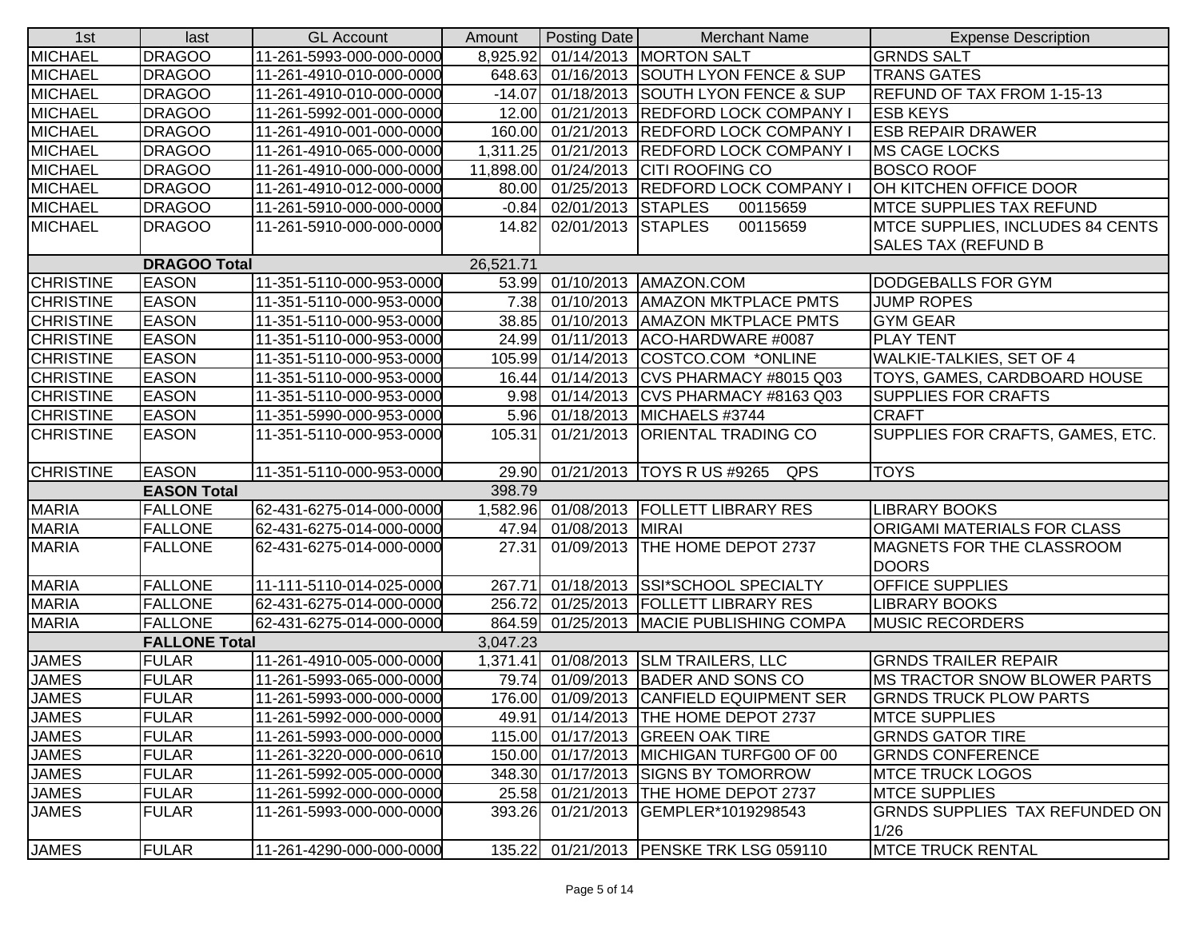| 1st | last | GL Account | Amount | Posting Date | Merchant Name | Expense Description |
|---|---|---|---|---|---|---|
| MICHAEL | DRAGOO | 11-261-5993-000-000-0000 | 8,925.92 | 01/14/2013 | MORTON SALT | GRNDS SALT |
| MICHAEL | DRAGOO | 11-261-4910-010-000-0000 | 648.63 | 01/16/2013 | SOUTH LYON FENCE & SUP | TRANS GATES |
| MICHAEL | DRAGOO | 11-261-4910-010-000-0000 | -14.07 | 01/18/2013 | SOUTH LYON FENCE & SUP | REFUND OF TAX FROM 1-15-13 |
| MICHAEL | DRAGOO | 11-261-5992-001-000-0000 | 12.00 | 01/21/2013 | REDFORD LOCK COMPANY I | ESB KEYS |
| MICHAEL | DRAGOO | 11-261-4910-001-000-0000 | 160.00 | 01/21/2013 | REDFORD LOCK COMPANY I | ESB REPAIR DRAWER |
| MICHAEL | DRAGOO | 11-261-4910-065-000-0000 | 1,311.25 | 01/21/2013 | REDFORD LOCK COMPANY I | MS CAGE LOCKS |
| MICHAEL | DRAGOO | 11-261-4910-000-000-0000 | 11,898.00 | 01/24/2013 | CITI ROOFING CO | BOSCO ROOF |
| MICHAEL | DRAGOO | 11-261-4910-012-000-0000 | 80.00 | 01/25/2013 | REDFORD LOCK COMPANY I | OH KITCHEN OFFICE DOOR |
| MICHAEL | DRAGOO | 11-261-5910-000-000-0000 | -0.84 | 02/01/2013 | STAPLES 00115659 | MTCE SUPPLIES TAX REFUND |
| MICHAEL | DRAGOO | 11-261-5910-000-000-0000 | 14.82 | 02/01/2013 | STAPLES 00115659 | MTCE SUPPLIES, INCLUDES 84 CENTS SALES TAX (REFUND B |
| | **DRAGOO Total** | | 26,521.71 | | | |
| CHRISTINE | EASON | 11-351-5110-000-953-0000 | 53.99 | 01/10/2013 | AMAZON.COM | DODGEBALLS FOR GYM |
| CHRISTINE | EASON | 11-351-5110-000-953-0000 | 7.38 | 01/10/2013 | AMAZON MKTPLACE PMTS | JUMP ROPES |
| CHRISTINE | EASON | 11-351-5110-000-953-0000 | 38.85 | 01/10/2013 | AMAZON MKTPLACE PMTS | GYM GEAR |
| CHRISTINE | EASON | 11-351-5110-000-953-0000 | 24.99 | 01/11/2013 | ACO-HARDWARE #0087 | PLAY TENT |
| CHRISTINE | EASON | 11-351-5110-000-953-0000 | 105.99 | 01/14/2013 | COSTCO.COM *ONLINE | WALKIE-TALKIES, SET OF 4 |
| CHRISTINE | EASON | 11-351-5110-000-953-0000 | 16.44 | 01/14/2013 | CVS PHARMACY #8015 Q03 | TOYS, GAMES, CARDBOARD HOUSE |
| CHRISTINE | EASON | 11-351-5110-000-953-0000 | 9.98 | 01/14/2013 | CVS PHARMACY #8163 Q03 | SUPPLIES FOR CRAFTS |
| CHRISTINE | EASON | 11-351-5990-000-953-0000 | 5.96 | 01/18/2013 | MICHAELS #3744 | CRAFT |
| CHRISTINE | EASON | 11-351-5110-000-953-0000 | 105.31 | 01/21/2013 | ORIENTAL TRADING CO | SUPPLIES FOR CRAFTS, GAMES, ETC. |
| CHRISTINE | EASON | 11-351-5110-000-953-0000 | 29.90 | 01/21/2013 | TOYS R US #9265 QPS | TOYS |
| | **EASON Total** | | 398.79 | | | |
| MARIA | FALLONE | 62-431-6275-014-000-0000 | 1,582.96 | 01/08/2013 | FOLLETT LIBRARY RES | LIBRARY BOOKS |
| MARIA | FALLONE | 62-431-6275-014-000-0000 | 47.94 | 01/08/2013 | MIRAI | ORIGAMI MATERIALS FOR CLASS |
| MARIA | FALLONE | 62-431-6275-014-000-0000 | 27.31 | 01/09/2013 | THE HOME DEPOT 2737 | MAGNETS FOR THE CLASSROOM DOORS |
| MARIA | FALLONE | 11-111-5110-014-025-0000 | 267.71 | 01/18/2013 | SSI*SCHOOL SPECIALTY | OFFICE SUPPLIES |
| MARIA | FALLONE | 62-431-6275-014-000-0000 | 256.72 | 01/25/2013 | FOLLETT LIBRARY RES | LIBRARY BOOKS |
| MARIA | FALLONE | 62-431-6275-014-000-0000 | 864.59 | 01/25/2013 | MACIE PUBLISHING COMPA | MUSIC RECORDERS |
| | **FALLONE Total** | | 3,047.23 | | | |
| JAMES | FULAR | 11-261-4910-005-000-0000 | 1,371.41 | 01/08/2013 | SLM TRAILERS, LLC | GRNDS TRAILER REPAIR |
| JAMES | FULAR | 11-261-5993-065-000-0000 | 79.74 | 01/09/2013 | BADER AND SONS CO | MS TRACTOR SNOW BLOWER PARTS |
| JAMES | FULAR | 11-261-5993-000-000-0000 | 176.00 | 01/09/2013 | CANFIELD EQUIPMENT SER | GRNDS TRUCK PLOW PARTS |
| JAMES | FULAR | 11-261-5992-000-000-0000 | 49.91 | 01/14/2013 | THE HOME DEPOT 2737 | MTCE SUPPLIES |
| JAMES | FULAR | 11-261-5993-000-000-0000 | 115.00 | 01/17/2013 | GREEN OAK TIRE | GRNDS GATOR TIRE |
| JAMES | FULAR | 11-261-3220-000-000-0610 | 150.00 | 01/17/2013 | MICHIGAN TURFG00 OF 00 | GRNDS CONFERENCE |
| JAMES | FULAR | 11-261-5992-005-000-0000 | 348.30 | 01/17/2013 | SIGNS BY TOMORROW | MTCE TRUCK LOGOS |
| JAMES | FULAR | 11-261-5992-000-000-0000 | 25.58 | 01/21/2013 | THE HOME DEPOT 2737 | MTCE SUPPLIES |
| JAMES | FULAR | 11-261-5993-000-000-0000 | 393.26 | 01/21/2013 | GEMPLER*1019298543 | GRNDS SUPPLIES TAX REFUNDED ON 1/26 |
| JAMES | FULAR | 11-261-4290-000-000-0000 | 135.22 | 01/21/2013 | PENSKE TRK LSG 059110 | MTCE TRUCK RENTAL |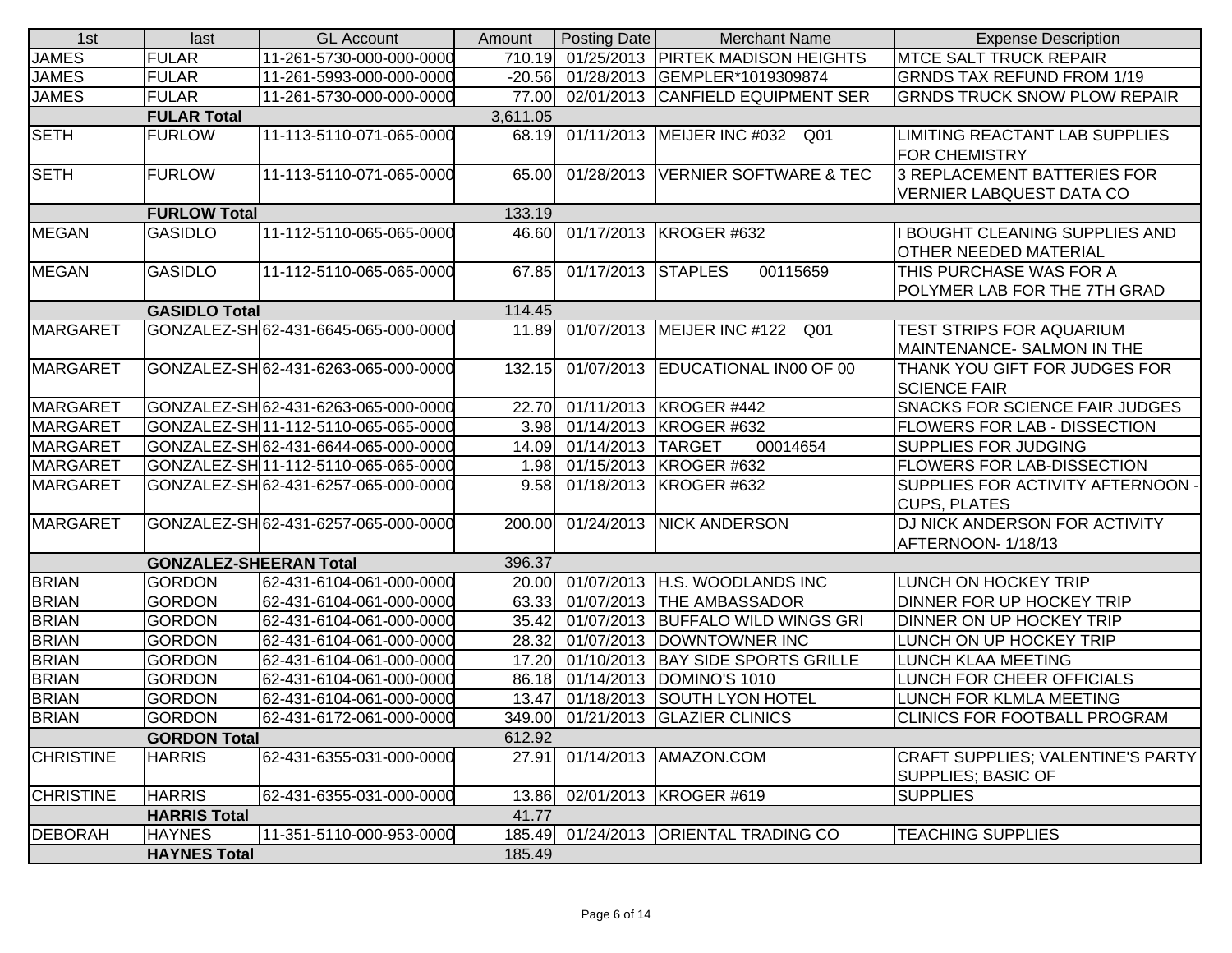| 1st | last | GL Account | Amount | Posting Date | Merchant Name | Expense Description |
|---|---|---|---|---|---|---|
| JAMES | FULAR | 11-261-5730-000-000-0000 | 710.19 | 01/25/2013 | PIRTEK MADISON HEIGHTS | MTCE SALT TRUCK REPAIR |
| JAMES | FULAR | 11-261-5993-000-000-0000 | -20.56 | 01/28/2013 | GEMPLER*1019309874 | GRNDS TAX REFUND FROM 1/19 |
| JAMES | FULAR | 11-261-5730-000-000-0000 | 77.00 | 02/01/2013 | CANFIELD EQUIPMENT SER | GRNDS TRUCK SNOW PLOW REPAIR |
| | FULAR Total | | 3,611.05 | | | |
| SETH | FURLOW | 11-113-5110-071-065-0000 | 68.19 | 01/11/2013 | MEIJER INC #032 Q01 | LIMITING REACTANT LAB SUPPLIES FOR CHEMISTRY |
| SETH | FURLOW | 11-113-5110-071-065-0000 | 65.00 | 01/28/2013 | VERNIER SOFTWARE & TEC | 3 REPLACEMENT BATTERIES FOR VERNIER LABQUEST DATA CO |
| | FURLOW Total | | 133.19 | | | |
| MEGAN | GASIDLO | 11-112-5110-065-065-0000 | 46.60 | 01/17/2013 | KROGER #632 | I BOUGHT CLEANING SUPPLIES AND OTHER NEEDED MATERIAL |
| MEGAN | GASIDLO | 11-112-5110-065-065-0000 | 67.85 | 01/17/2013 | STAPLES 00115659 | THIS PURCHASE WAS FOR A POLYMER LAB FOR THE 7TH GRAD |
| | GASIDLO Total | | 114.45 | | | |
| MARGARET | GONZALEZ-SH | 62-431-6645-065-000-0000 | 11.89 | 01/07/2013 | MEIJER INC #122 Q01 | TEST STRIPS FOR AQUARIUM MAINTENANCE- SALMON IN THE |
| MARGARET | GONZALEZ-SH | 62-431-6263-065-000-0000 | 132.15 | 01/07/2013 | EDUCATIONAL IN00 OF 00 | THANK YOU GIFT FOR JUDGES FOR SCIENCE FAIR |
| MARGARET | GONZALEZ-SH | 62-431-6263-065-000-0000 | 22.70 | 01/11/2013 | KROGER #442 | SNACKS FOR SCIENCE FAIR JUDGES |
| MARGARET | GONZALEZ-SH | 11-112-5110-065-065-0000 | 3.98 | 01/14/2013 | KROGER #632 | FLOWERS FOR LAB - DISSECTION |
| MARGARET | GONZALEZ-SH | 62-431-6644-065-000-0000 | 14.09 | 01/14/2013 | TARGET 00014654 | SUPPLIES FOR JUDGING |
| MARGARET | GONZALEZ-SH | 11-112-5110-065-065-0000 | 1.98 | 01/15/2013 | KROGER #632 | FLOWERS FOR LAB-DISSECTION |
| MARGARET | GONZALEZ-SH | 62-431-6257-065-000-0000 | 9.58 | 01/18/2013 | KROGER #632 | SUPPLIES FOR ACTIVITY AFTERNOON - CUPS, PLATES |
| MARGARET | GONZALEZ-SH | 62-431-6257-065-000-0000 | 200.00 | 01/24/2013 | NICK ANDERSON | DJ NICK ANDERSON FOR ACTIVITY AFTERNOON- 1/18/13 |
| | GONZALEZ-SHEERAN Total | | 396.37 | | | |
| BRIAN | GORDON | 62-431-6104-061-000-0000 | 20.00 | 01/07/2013 | H.S. WOODLANDS INC | LUNCH ON HOCKEY TRIP |
| BRIAN | GORDON | 62-431-6104-061-000-0000 | 63.33 | 01/07/2013 | THE AMBASSADOR | DINNER FOR UP HOCKEY TRIP |
| BRIAN | GORDON | 62-431-6104-061-000-0000 | 35.42 | 01/07/2013 | BUFFALO WILD WINGS GRI | DINNER ON UP HOCKEY TRIP |
| BRIAN | GORDON | 62-431-6104-061-000-0000 | 28.32 | 01/07/2013 | DOWNTOWNER INC | LUNCH ON UP HOCKEY TRIP |
| BRIAN | GORDON | 62-431-6104-061-000-0000 | 17.20 | 01/10/2013 | BAY SIDE SPORTS GRILLE | LUNCH KLAA MEETING |
| BRIAN | GORDON | 62-431-6104-061-000-0000 | 86.18 | 01/14/2013 | DOMINO'S 1010 | LUNCH FOR CHEER OFFICIALS |
| BRIAN | GORDON | 62-431-6104-061-000-0000 | 13.47 | 01/18/2013 | SOUTH LYON HOTEL | LUNCH FOR KLMLA MEETING |
| BRIAN | GORDON | 62-431-6172-061-000-0000 | 349.00 | 01/21/2013 | GLAZIER CLINICS | CLINICS FOR FOOTBALL PROGRAM |
| | GORDON Total | | 612.92 | | | |
| CHRISTINE | HARRIS | 62-431-6355-031-000-0000 | 27.91 | 01/14/2013 | AMAZON.COM | CRAFT SUPPLIES; VALENTINE'S PARTY SUPPLIES; BASIC OF |
| CHRISTINE | HARRIS | 62-431-6355-031-000-0000 | 13.86 | 02/01/2013 | KROGER #619 | SUPPLIES |
| | HARRIS Total | | 41.77 | | | |
| DEBORAH | HAYNES | 11-351-5110-000-953-0000 | 185.49 | 01/24/2013 | ORIENTAL TRADING CO | TEACHING SUPPLIES |
| | HAYNES Total | | 185.49 | | | |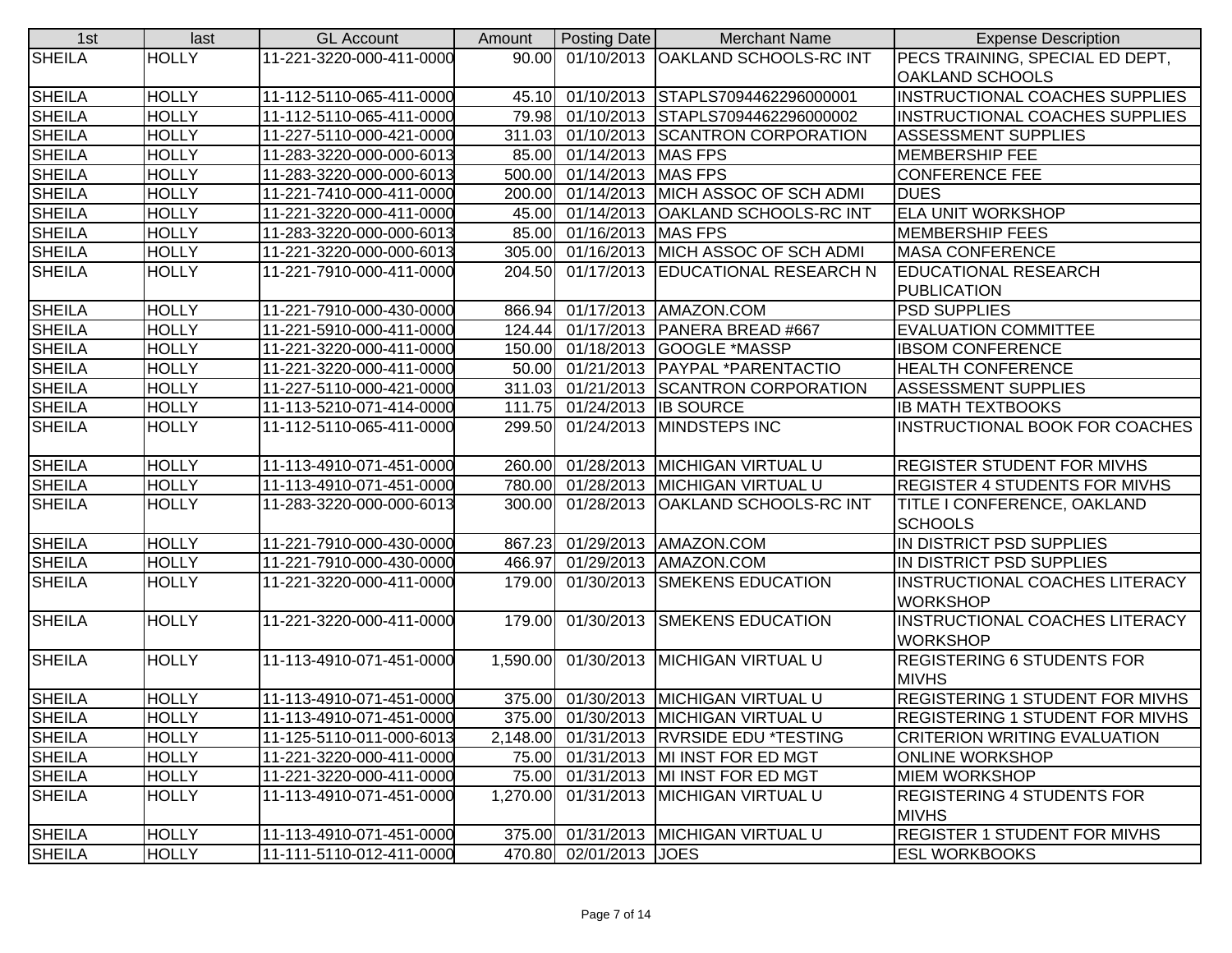| 1st | last | GL Account | Amount | Posting Date | Merchant Name | Expense Description |
|---|---|---|---|---|---|---|
| SHEILA | HOLLY | 11-221-3220-000-411-0000 | 90.00 | 01/10/2013 | OAKLAND SCHOOLS-RC INT | PECS TRAINING, SPECIAL ED DEPT, OAKLAND SCHOOLS |
| SHEILA | HOLLY | 11-112-5110-065-411-0000 | 45.10 | 01/10/2013 | STAPLS7094462296000001 | INSTRUCTIONAL COACHES SUPPLIES |
| SHEILA | HOLLY | 11-112-5110-065-411-0000 | 79.98 | 01/10/2013 | STAPLS7094462296000002 | INSTRUCTIONAL COACHES SUPPLIES |
| SHEILA | HOLLY | 11-227-5110-000-421-0000 | 311.03 | 01/10/2013 | SCANTRON CORPORATION | ASSESSMENT SUPPLIES |
| SHEILA | HOLLY | 11-283-3220-000-000-6013 | 85.00 | 01/14/2013 | MAS FPS | MEMBERSHIP FEE |
| SHEILA | HOLLY | 11-283-3220-000-000-6013 | 500.00 | 01/14/2013 | MAS FPS | CONFERENCE FEE |
| SHEILA | HOLLY | 11-221-7410-000-411-0000 | 200.00 | 01/14/2013 | MICH ASSOC OF SCH ADMI | DUES |
| SHEILA | HOLLY | 11-221-3220-000-411-0000 | 45.00 | 01/14/2013 | OAKLAND SCHOOLS-RC INT | ELA UNIT WORKSHOP |
| SHEILA | HOLLY | 11-283-3220-000-000-6013 | 85.00 | 01/16/2013 | MAS FPS | MEMBERSHIP FEES |
| SHEILA | HOLLY | 11-221-3220-000-000-6013 | 305.00 | 01/16/2013 | MICH ASSOC OF SCH ADMI | MASA CONFERENCE |
| SHEILA | HOLLY | 11-221-7910-000-411-0000 | 204.50 | 01/17/2013 | EDUCATIONAL RESEARCH N | EDUCATIONAL RESEARCH PUBLICATION |
| SHEILA | HOLLY | 11-221-7910-000-430-0000 | 866.94 | 01/17/2013 | AMAZON.COM | PSD SUPPLIES |
| SHEILA | HOLLY | 11-221-5910-000-411-0000 | 124.44 | 01/17/2013 | PANERA BREAD #667 | EVALUATION COMMITTEE |
| SHEILA | HOLLY | 11-221-3220-000-411-0000 | 150.00 | 01/18/2013 | GOOGLE *MASSP | IBSOM CONFERENCE |
| SHEILA | HOLLY | 11-221-3220-000-411-0000 | 50.00 | 01/21/2013 | PAYPAL *PARENTACTIO | HEALTH CONFERENCE |
| SHEILA | HOLLY | 11-227-5110-000-421-0000 | 311.03 | 01/21/2013 | SCANTRON CORPORATION | ASSESSMENT SUPPLIES |
| SHEILA | HOLLY | 11-113-5210-071-414-0000 | 111.75 | 01/24/2013 | IB SOURCE | IB MATH TEXTBOOKS |
| SHEILA | HOLLY | 11-112-5110-065-411-0000 | 299.50 | 01/24/2013 | MINDSTEPS INC | INSTRUCTIONAL BOOK FOR COACHES |
| SHEILA | HOLLY | 11-113-4910-071-451-0000 | 260.00 | 01/28/2013 | MICHIGAN VIRTUAL U | REGISTER STUDENT FOR MIVHS |
| SHEILA | HOLLY | 11-113-4910-071-451-0000 | 780.00 | 01/28/2013 | MICHIGAN VIRTUAL U | REGISTER 4 STUDENTS FOR MIVHS |
| SHEILA | HOLLY | 11-283-3220-000-000-6013 | 300.00 | 01/28/2013 | OAKLAND SCHOOLS-RC INT | TITLE I CONFERENCE, OAKLAND SCHOOLS |
| SHEILA | HOLLY | 11-221-7910-000-430-0000 | 867.23 | 01/29/2013 | AMAZON.COM | IN DISTRICT PSD SUPPLIES |
| SHEILA | HOLLY | 11-221-7910-000-430-0000 | 466.97 | 01/29/2013 | AMAZON.COM | IN DISTRICT PSD SUPPLIES |
| SHEILA | HOLLY | 11-221-3220-000-411-0000 | 179.00 | 01/30/2013 | SMEKENS EDUCATION | INSTRUCTIONAL COACHES LITERACY WORKSHOP |
| SHEILA | HOLLY | 11-221-3220-000-411-0000 | 179.00 | 01/30/2013 | SMEKENS EDUCATION | INSTRUCTIONAL COACHES LITERACY WORKSHOP |
| SHEILA | HOLLY | 11-113-4910-071-451-0000 | 1,590.00 | 01/30/2013 | MICHIGAN VIRTUAL U | REGISTERING 6 STUDENTS FOR MIVHS |
| SHEILA | HOLLY | 11-113-4910-071-451-0000 | 375.00 | 01/30/2013 | MICHIGAN VIRTUAL U | REGISTERING 1 STUDENT FOR MIVHS |
| SHEILA | HOLLY | 11-113-4910-071-451-0000 | 375.00 | 01/30/2013 | MICHIGAN VIRTUAL U | REGISTERING 1 STUDENT FOR MIVHS |
| SHEILA | HOLLY | 11-125-5110-011-000-6013 | 2,148.00 | 01/31/2013 | RVRSIDE EDU *TESTING | CRITERION WRITING EVALUATION |
| SHEILA | HOLLY | 11-221-3220-000-411-0000 | 75.00 | 01/31/2013 | MI INST FOR ED MGT | ONLINE WORKSHOP |
| SHEILA | HOLLY | 11-221-3220-000-411-0000 | 75.00 | 01/31/2013 | MI INST FOR ED MGT | MIEM WORKSHOP |
| SHEILA | HOLLY | 11-113-4910-071-451-0000 | 1,270.00 | 01/31/2013 | MICHIGAN VIRTUAL U | REGISTERING 4 STUDENTS FOR MIVHS |
| SHEILA | HOLLY | 11-113-4910-071-451-0000 | 375.00 | 01/31/2013 | MICHIGAN VIRTUAL U | REGISTER 1 STUDENT FOR MIVHS |
| SHEILA | HOLLY | 11-111-5110-012-411-0000 | 470.80 | 02/01/2013 | JOES | ESL WORKBOOKS |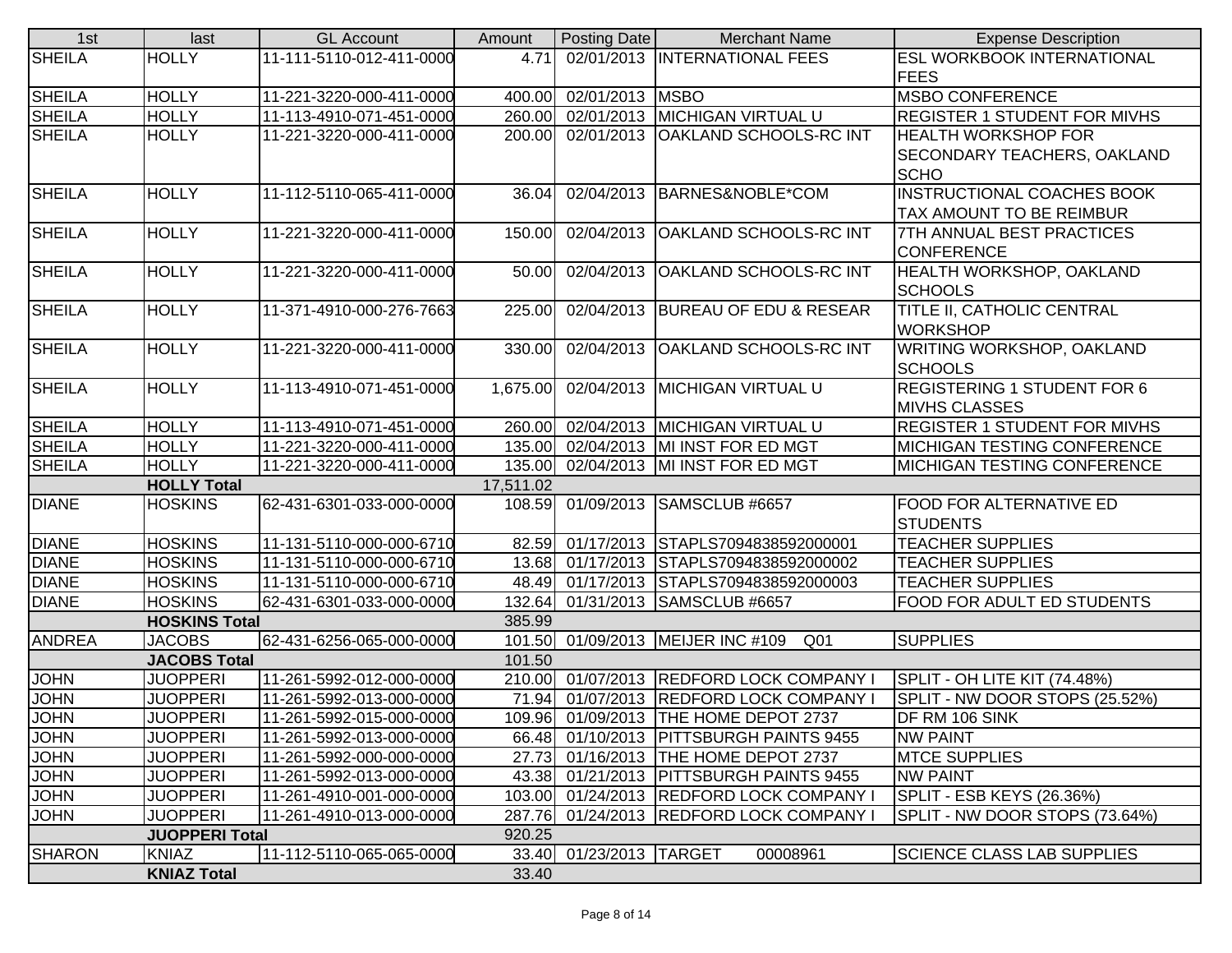| 1st | last | GL Account | Amount | Posting Date | Merchant Name | Expense Description |
|---|---|---|---|---|---|---|
| SHEILA | HOLLY | 11-111-5110-012-411-0000 | 4.71 | 02/01/2013 | INTERNATIONAL FEES | ESL WORKBOOK INTERNATIONAL FEES |
| SHEILA | HOLLY | 11-221-3220-000-411-0000 | 400.00 | 02/01/2013 | MSBO | MSBO CONFERENCE |
| SHEILA | HOLLY | 11-113-4910-071-451-0000 | 260.00 | 02/01/2013 | MICHIGAN VIRTUAL U | REGISTER 1 STUDENT FOR MIVHS |
| SHEILA | HOLLY | 11-221-3220-000-411-0000 | 200.00 | 02/01/2013 | OAKLAND SCHOOLS-RC INT | HEALTH WORKSHOP FOR SECONDARY TEACHERS, OAKLAND SCHO |
| SHEILA | HOLLY | 11-112-5110-065-411-0000 | 36.04 | 02/04/2013 | BARNES&NOBLE*COM | INSTRUCTIONAL COACHES BOOK TAX AMOUNT TO BE REIMBUR |
| SHEILA | HOLLY | 11-221-3220-000-411-0000 | 150.00 | 02/04/2013 | OAKLAND SCHOOLS-RC INT | 7TH ANNUAL BEST PRACTICES CONFERENCE |
| SHEILA | HOLLY | 11-221-3220-000-411-0000 | 50.00 | 02/04/2013 | OAKLAND SCHOOLS-RC INT | HEALTH WORKSHOP, OAKLAND SCHOOLS |
| SHEILA | HOLLY | 11-371-4910-000-276-7663 | 225.00 | 02/04/2013 | BUREAU OF EDU & RESEAR | TITLE II, CATHOLIC CENTRAL WORKSHOP |
| SHEILA | HOLLY | 11-221-3220-000-411-0000 | 330.00 | 02/04/2013 | OAKLAND SCHOOLS-RC INT | WRITING WORKSHOP, OAKLAND SCHOOLS |
| SHEILA | HOLLY | 11-113-4910-071-451-0000 | 1,675.00 | 02/04/2013 | MICHIGAN VIRTUAL U | REGISTERING 1 STUDENT FOR 6 MIVHS CLASSES |
| SHEILA | HOLLY | 11-113-4910-071-451-0000 | 260.00 | 02/04/2013 | MICHIGAN VIRTUAL U | REGISTER 1 STUDENT FOR MIVHS |
| SHEILA | HOLLY | 11-221-3220-000-411-0000 | 135.00 | 02/04/2013 | MI INST FOR ED MGT | MICHIGAN TESTING CONFERENCE |
| SHEILA | HOLLY | 11-221-3220-000-411-0000 | 135.00 | 02/04/2013 | MI INST FOR ED MGT | MICHIGAN TESTING CONFERENCE |
| | **HOLLY Total** | | 17,511.02 | | | |
| DIANE | HOSKINS | 62-431-6301-033-000-0000 | 108.59 | 01/09/2013 | SAMSCLUB #6657 | FOOD FOR ALTERNATIVE ED STUDENTS |
| DIANE | HOSKINS | 11-131-5110-000-000-6710 | 82.59 | 01/17/2013 | STAPLS7094838592000001 | TEACHER SUPPLIES |
| DIANE | HOSKINS | 11-131-5110-000-000-6710 | 13.68 | 01/17/2013 | STAPLS7094838592000002 | TEACHER SUPPLIES |
| DIANE | HOSKINS | 11-131-5110-000-000-6710 | 48.49 | 01/17/2013 | STAPLS7094838592000003 | TEACHER SUPPLIES |
| DIANE | HOSKINS | 62-431-6301-033-000-0000 | 132.64 | 01/31/2013 | SAMSCLUB #6657 | FOOD FOR ADULT ED STUDENTS |
| | **HOSKINS Total** | | 385.99 | | | |
| ANDREA | JACOBS | 62-431-6256-065-000-0000 | 101.50 | 01/09/2013 | MEIJER INC #109 Q01 | SUPPLIES |
| | **JACOBS Total** | | 101.50 | | | |
| JOHN | JUOPPERI | 11-261-5992-012-000-0000 | 210.00 | 01/07/2013 | REDFORD LOCK COMPANY I | SPLIT - OH LITE KIT (74.48%) |
| JOHN | JUOPPERI | 11-261-5992-013-000-0000 | 71.94 | 01/07/2013 | REDFORD LOCK COMPANY I | SPLIT - NW DOOR STOPS (25.52%) |
| JOHN | JUOPPERI | 11-261-5992-015-000-0000 | 109.96 | 01/09/2013 | THE HOME DEPOT 2737 | DF RM 106 SINK |
| JOHN | JUOPPERI | 11-261-5992-013-000-0000 | 66.48 | 01/10/2013 | PITTSBURGH PAINTS 9455 | NW PAINT |
| JOHN | JUOPPERI | 11-261-5992-000-000-0000 | 27.73 | 01/16/2013 | THE HOME DEPOT 2737 | MTCE SUPPLIES |
| JOHN | JUOPPERI | 11-261-5992-013-000-0000 | 43.38 | 01/21/2013 | PITTSBURGH PAINTS 9455 | NW PAINT |
| JOHN | JUOPPERI | 11-261-4910-001-000-0000 | 103.00 | 01/24/2013 | REDFORD LOCK COMPANY I | SPLIT - ESB KEYS (26.36%) |
| JOHN | JUOPPERI | 11-261-4910-013-000-0000 | 287.76 | 01/24/2013 | REDFORD LOCK COMPANY I | SPLIT - NW DOOR STOPS (73.64%) |
| | **JUOPPERI Total** | | 920.25 | | | |
| SHARON | KNIAZ | 11-112-5110-065-065-0000 | 33.40 | 01/23/2013 | TARGET 00008961 | SCIENCE CLASS LAB SUPPLIES |
| | **KNIAZ Total** | | 33.40 | | | |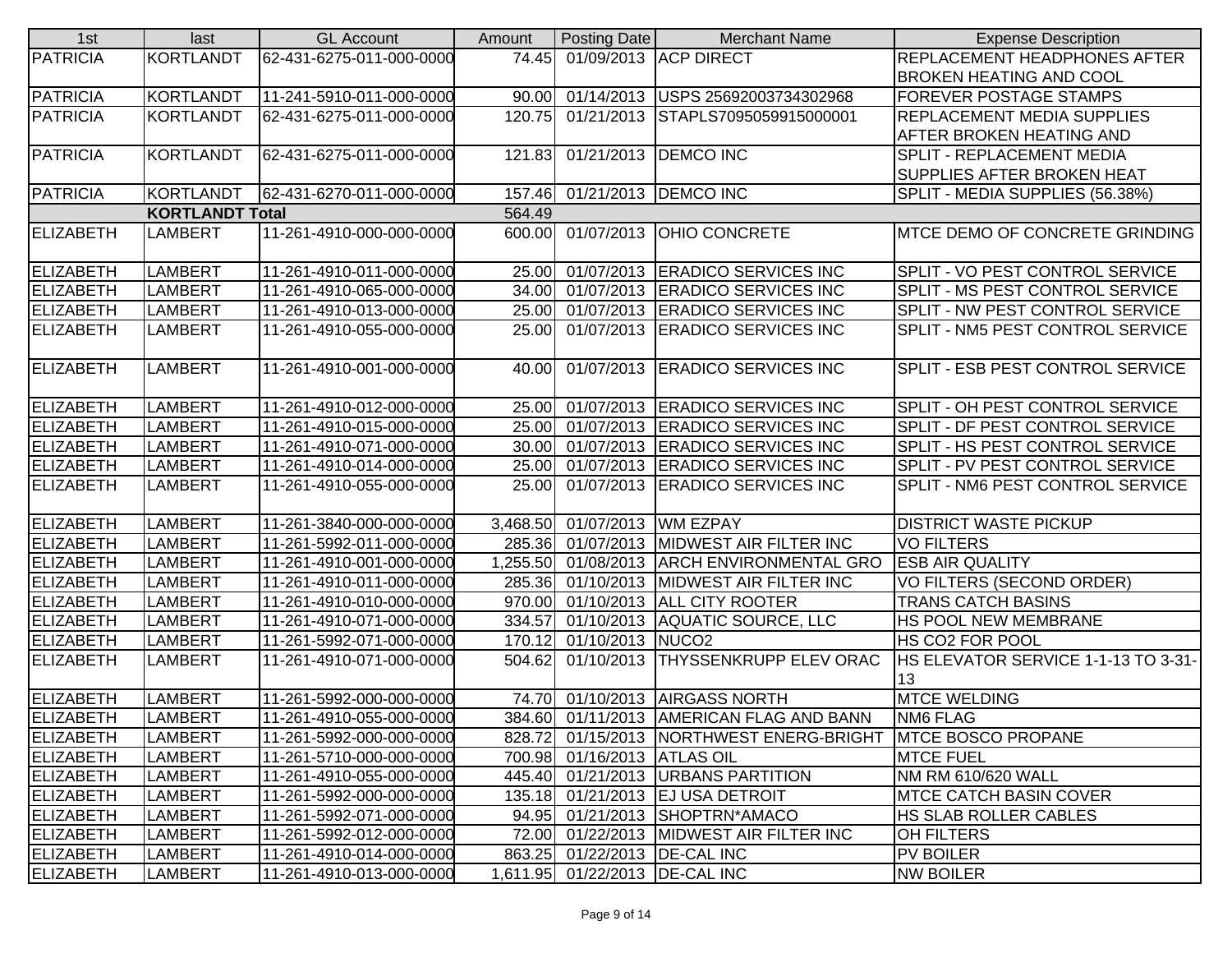| 1st | last | GL Account | Amount | Posting Date | Merchant Name | Expense Description |
|---|---|---|---|---|---|---|
| PATRICIA | KORTLANDT | 62-431-6275-011-000-0000 | 74.45 | 01/09/2013 | ACP DIRECT | REPLACEMENT HEADPHONES AFTER BROKEN HEATING AND COOL |
| PATRICIA | KORTLANDT | 11-241-5910-011-000-0000 | 90.00 | 01/14/2013 | USPS 25692003734302968 | FOREVER POSTAGE STAMPS |
| PATRICIA | KORTLANDT | 62-431-6275-011-000-0000 | 120.75 | 01/21/2013 | STAPLS7095059915000001 | REPLACEMENT MEDIA SUPPLIES AFTER BROKEN HEATING AND |
| PATRICIA | KORTLANDT | 62-431-6275-011-000-0000 | 121.83 | 01/21/2013 | DEMCO INC | SPLIT - REPLACEMENT MEDIA SUPPLIES AFTER BROKEN HEAT |
| PATRICIA | KORTLANDT | 62-431-6270-011-000-0000 | 157.46 | 01/21/2013 | DEMCO INC | SPLIT - MEDIA SUPPLIES (56.38%) |
| | KORTLANDT Total | | 564.49 | | | |
| ELIZABETH | LAMBERT | 11-261-4910-000-000-0000 | 600.00 | 01/07/2013 | OHIO CONCRETE | MTCE DEMO OF CONCRETE GRINDING |
| ELIZABETH | LAMBERT | 11-261-4910-011-000-0000 | 25.00 | 01/07/2013 | ERADICO SERVICES INC | SPLIT - VO PEST CONTROL SERVICE |
| ELIZABETH | LAMBERT | 11-261-4910-065-000-0000 | 34.00 | 01/07/2013 | ERADICO SERVICES INC | SPLIT - MS PEST CONTROL SERVICE |
| ELIZABETH | LAMBERT | 11-261-4910-013-000-0000 | 25.00 | 01/07/2013 | ERADICO SERVICES INC | SPLIT - NW PEST CONTROL SERVICE |
| ELIZABETH | LAMBERT | 11-261-4910-055-000-0000 | 25.00 | 01/07/2013 | ERADICO SERVICES INC | SPLIT - NM5 PEST CONTROL SERVICE |
| ELIZABETH | LAMBERT | 11-261-4910-001-000-0000 | 40.00 | 01/07/2013 | ERADICO SERVICES INC | SPLIT - ESB PEST CONTROL SERVICE |
| ELIZABETH | LAMBERT | 11-261-4910-012-000-0000 | 25.00 | 01/07/2013 | ERADICO SERVICES INC | SPLIT - OH PEST CONTROL SERVICE |
| ELIZABETH | LAMBERT | 11-261-4910-015-000-0000 | 25.00 | 01/07/2013 | ERADICO SERVICES INC | SPLIT - DF PEST CONTROL SERVICE |
| ELIZABETH | LAMBERT | 11-261-4910-071-000-0000 | 30.00 | 01/07/2013 | ERADICO SERVICES INC | SPLIT - HS PEST CONTROL SERVICE |
| ELIZABETH | LAMBERT | 11-261-4910-014-000-0000 | 25.00 | 01/07/2013 | ERADICO SERVICES INC | SPLIT - PV PEST CONTROL SERVICE |
| ELIZABETH | LAMBERT | 11-261-4910-055-000-0000 | 25.00 | 01/07/2013 | ERADICO SERVICES INC | SPLIT - NM6 PEST CONTROL SERVICE |
| ELIZABETH | LAMBERT | 11-261-3840-000-000-0000 | 3,468.50 | 01/07/2013 | WM EZPAY | DISTRICT WASTE PICKUP |
| ELIZABETH | LAMBERT | 11-261-5992-011-000-0000 | 285.36 | 01/07/2013 | MIDWEST AIR FILTER INC | VO FILTERS |
| ELIZABETH | LAMBERT | 11-261-4910-001-000-0000 | 1,255.50 | 01/08/2013 | ARCH ENVIRONMENTAL GRO | ESB AIR QUALITY |
| ELIZABETH | LAMBERT | 11-261-4910-011-000-0000 | 285.36 | 01/10/2013 | MIDWEST AIR FILTER INC | VO FILTERS (SECOND ORDER) |
| ELIZABETH | LAMBERT | 11-261-4910-010-000-0000 | 970.00 | 01/10/2013 | ALL CITY ROOTER | TRANS CATCH BASINS |
| ELIZABETH | LAMBERT | 11-261-4910-071-000-0000 | 334.57 | 01/10/2013 | AQUATIC SOURCE, LLC | HS POOL NEW MEMBRANE |
| ELIZABETH | LAMBERT | 11-261-5992-071-000-0000 | 170.12 | 01/10/2013 | NUCO2 | HS CO2 FOR POOL |
| ELIZABETH | LAMBERT | 11-261-4910-071-000-0000 | 504.62 | 01/10/2013 | THYSSENKRUPP ELEV ORAC | HS ELEVATOR SERVICE 1-1-13 TO 3-31-13 |
| ELIZABETH | LAMBERT | 11-261-5992-000-000-0000 | 74.70 | 01/10/2013 | AIRGASS NORTH | MTCE WELDING |
| ELIZABETH | LAMBERT | 11-261-4910-055-000-0000 | 384.60 | 01/11/2013 | AMERICAN FLAG AND BANN | NM6 FLAG |
| ELIZABETH | LAMBERT | 11-261-5992-000-000-0000 | 828.72 | 01/15/2013 | NORTHWEST ENERG-BRIGHT | MTCE BOSCO PROPANE |
| ELIZABETH | LAMBERT | 11-261-5710-000-000-0000 | 700.98 | 01/16/2013 | ATLAS OIL | MTCE FUEL |
| ELIZABETH | LAMBERT | 11-261-4910-055-000-0000 | 445.40 | 01/21/2013 | URBANS PARTITION | NM RM 610/620 WALL |
| ELIZABETH | LAMBERT | 11-261-5992-000-000-0000 | 135.18 | 01/21/2013 | EJ USA DETROIT | MTCE CATCH BASIN COVER |
| ELIZABETH | LAMBERT | 11-261-5992-071-000-0000 | 94.95 | 01/21/2013 | SHOPTRN*AMACO | HS SLAB ROLLER CABLES |
| ELIZABETH | LAMBERT | 11-261-5992-012-000-0000 | 72.00 | 01/22/2013 | MIDWEST AIR FILTER INC | OH FILTERS |
| ELIZABETH | LAMBERT | 11-261-4910-014-000-0000 | 863.25 | 01/22/2013 | DE-CAL INC | PV BOILER |
| ELIZABETH | LAMBERT | 11-261-4910-013-000-0000 | 1,611.95 | 01/22/2013 | DE-CAL INC | NW BOILER |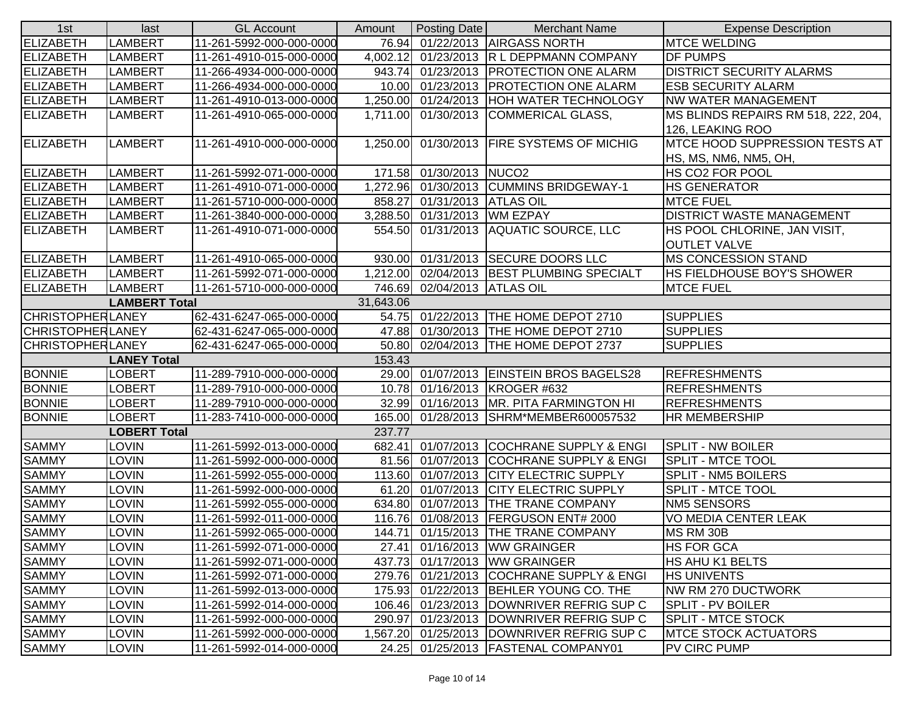| 1st | last | GL Account | Amount | Posting Date | Merchant Name | Expense Description |
|---|---|---|---|---|---|---|
| ELIZABETH | LAMBERT | 11-261-5992-000-000-0000 | 76.94 | 01/22/2013 | AIRGASS NORTH | MTCE WELDING |
| ELIZABETH | LAMBERT | 11-261-4910-015-000-0000 | 4,002.12 | 01/23/2013 | R L DEPPMANN COMPANY | DF PUMPS |
| ELIZABETH | LAMBERT | 11-266-4934-000-000-0000 | 943.74 | 01/23/2013 | PROTECTION ONE ALARM | DISTRICT SECURITY ALARMS |
| ELIZABETH | LAMBERT | 11-266-4934-000-000-0000 | 10.00 | 01/23/2013 | PROTECTION ONE ALARM | ESB SECURITY ALARM |
| ELIZABETH | LAMBERT | 11-261-4910-013-000-0000 | 1,250.00 | 01/24/2013 | HOH WATER TECHNOLOGY | NW WATER MANAGEMENT |
| ELIZABETH | LAMBERT | 11-261-4910-065-000-0000 | 1,711.00 | 01/30/2013 | COMMERICAL GLASS, | MS BLINDS REPAIRS RM 518, 222, 204, 126, LEAKING ROO |
| ELIZABETH | LAMBERT | 11-261-4910-000-000-0000 | 1,250.00 | 01/30/2013 | FIRE SYSTEMS OF MICHIG | MTCE HOOD SUPPRESSION TESTS AT HS, MS, NM6, NM5, OH, |
| ELIZABETH | LAMBERT | 11-261-5992-071-000-0000 | 171.58 | 01/30/2013 | NUCO2 | HS CO2 FOR POOL |
| ELIZABETH | LAMBERT | 11-261-4910-071-000-0000 | 1,272.96 | 01/30/2013 | CUMMINS BRIDGEWAY-1 | HS GENERATOR |
| ELIZABETH | LAMBERT | 11-261-5710-000-000-0000 | 858.27 | 01/31/2013 | ATLAS OIL | MTCE FUEL |
| ELIZABETH | LAMBERT | 11-261-3840-000-000-0000 | 3,288.50 | 01/31/2013 | WM EZPAY | DISTRICT WASTE MANAGEMENT |
| ELIZABETH | LAMBERT | 11-261-4910-071-000-0000 | 554.50 | 01/31/2013 | AQUATIC SOURCE, LLC | HS POOL CHLORINE, JAN VISIT, OUTLET VALVE |
| ELIZABETH | LAMBERT | 11-261-4910-065-000-0000 | 930.00 | 01/31/2013 | SECURE DOORS LLC | MS CONCESSION STAND |
| ELIZABETH | LAMBERT | 11-261-5992-071-000-0000 | 1,212.00 | 02/04/2013 | BEST PLUMBING SPECIALT | HS FIELDHOUSE BOY'S SHOWER |
| ELIZABETH | LAMBERT | 11-261-5710-000-000-0000 | 746.69 | 02/04/2013 | ATLAS OIL | MTCE FUEL |
| | **LAMBERT Total** | | 31,643.06 | | | |
| CHRISTOPHER | LANEY | 62-431-6247-065-000-0000 | 54.75 | 01/22/2013 | THE HOME DEPOT 2710 | SUPPLIES |
| CHRISTOPHER | LANEY | 62-431-6247-065-000-0000 | 47.88 | 01/30/2013 | THE HOME DEPOT 2710 | SUPPLIES |
| CHRISTOPHER | LANEY | 62-431-6247-065-000-0000 | 50.80 | 02/04/2013 | THE HOME DEPOT 2737 | SUPPLIES |
| | **LANEY Total** | | 153.43 | | | |
| BONNIE | LOBERT | 11-289-7910-000-000-0000 | 29.00 | 01/07/2013 | EINSTEIN BROS BAGELS28 | REFRESHMENTS |
| BONNIE | LOBERT | 11-289-7910-000-000-0000 | 10.78 | 01/16/2013 | KROGER #632 | REFRESHMENTS |
| BONNIE | LOBERT | 11-289-7910-000-000-0000 | 32.99 | 01/16/2013 | MR. PITA FARMINGTON HI | REFRESHMENTS |
| BONNIE | LOBERT | 11-283-7410-000-000-0000 | 165.00 | 01/28/2013 | SHRM*MEMBER600057532 | HR MEMBERSHIP |
| | **LOBERT Total** | | 237.77 | | | |
| SAMMY | LOVIN | 11-261-5992-013-000-0000 | 682.41 | 01/07/2013 | COCHRANE SUPPLY & ENGI | SPLIT - NW BOILER |
| SAMMY | LOVIN | 11-261-5992-000-000-0000 | 81.56 | 01/07/2013 | COCHRANE SUPPLY & ENGI | SPLIT - MTCE TOOL |
| SAMMY | LOVIN | 11-261-5992-055-000-0000 | 113.60 | 01/07/2013 | CITY ELECTRIC SUPPLY | SPLIT - NM5 BOILERS |
| SAMMY | LOVIN | 11-261-5992-000-000-0000 | 61.20 | 01/07/2013 | CITY ELECTRIC SUPPLY | SPLIT - MTCE TOOL |
| SAMMY | LOVIN | 11-261-5992-055-000-0000 | 634.80 | 01/07/2013 | THE TRANE COMPANY | NM5 SENSORS |
| SAMMY | LOVIN | 11-261-5992-011-000-0000 | 116.76 | 01/08/2013 | FERGUSON ENT# 2000 | VO MEDIA CENTER LEAK |
| SAMMY | LOVIN | 11-261-5992-065-000-0000 | 144.71 | 01/15/2013 | THE TRANE COMPANY | MS RM 30B |
| SAMMY | LOVIN | 11-261-5992-071-000-0000 | 27.41 | 01/16/2013 | WW GRAINGER | HS FOR GCA |
| SAMMY | LOVIN | 11-261-5992-071-000-0000 | 437.73 | 01/17/2013 | WW GRAINGER | HS AHU K1 BELTS |
| SAMMY | LOVIN | 11-261-5992-071-000-0000 | 279.76 | 01/21/2013 | COCHRANE SUPPLY & ENGI | HS UNIVENTS |
| SAMMY | LOVIN | 11-261-5992-013-000-0000 | 175.93 | 01/22/2013 | BEHLER YOUNG CO. THE | NW RM 270 DUCTWORK |
| SAMMY | LOVIN | 11-261-5992-014-000-0000 | 106.46 | 01/23/2013 | DOWNRIVER REFRIG SUP C | SPLIT - PV BOILER |
| SAMMY | LOVIN | 11-261-5992-000-000-0000 | 290.97 | 01/23/2013 | DOWNRIVER REFRIG SUP C | SPLIT - MTCE STOCK |
| SAMMY | LOVIN | 11-261-5992-000-000-0000 | 1,567.20 | 01/25/2013 | DOWNRIVER REFRIG SUP C | MTCE STOCK ACTUATORS |
| SAMMY | LOVIN | 11-261-5992-014-000-0000 | 24.25 | 01/25/2013 | FASTENAL COMPANY01 | PV CIRC PUMP |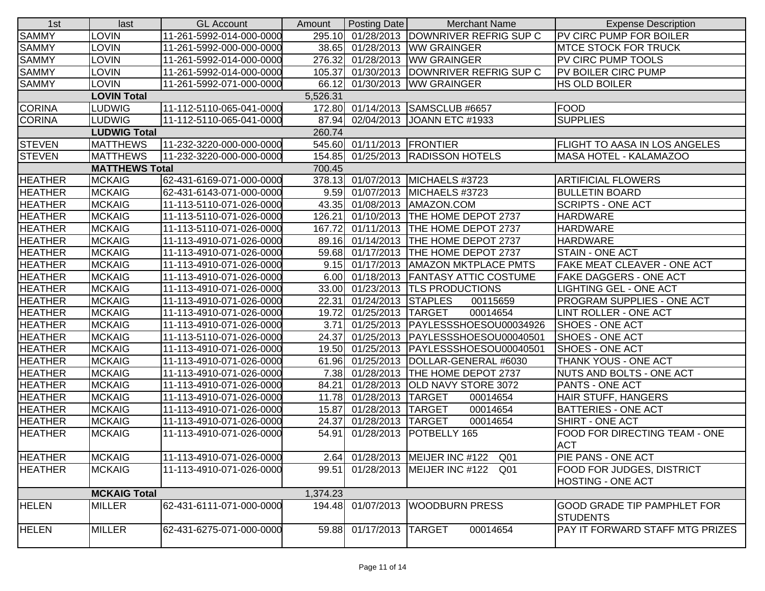| 1st | last | GL Account | Amount | Posting Date | Merchant Name | Expense Description |
|---|---|---|---|---|---|---|
| SAMMY | LOVIN | 11-261-5992-014-000-0000 | 295.10 | 01/28/2013 | DOWNRIVER REFRIG SUP C | PV CIRC PUMP FOR BOILER |
| SAMMY | LOVIN | 11-261-5992-000-000-0000 | 38.65 | 01/28/2013 | WW GRAINGER | MTCE STOCK FOR TRUCK |
| SAMMY | LOVIN | 11-261-5992-014-000-0000 | 276.32 | 01/28/2013 | WW GRAINGER | PV CIRC PUMP TOOLS |
| SAMMY | LOVIN | 11-261-5992-014-000-0000 | 105.37 | 01/30/2013 | DOWNRIVER REFRIG SUP C | PV BOILER CIRC PUMP |
| SAMMY | LOVIN | 11-261-5992-071-000-0000 | 66.12 | 01/30/2013 | WW GRAINGER | HS OLD BOILER |
| | **LOVIN Total** | | 5,526.31 | | | |
| CORINA | LUDWIG | 11-112-5110-065-041-0000 | 172.80 | 01/14/2013 | SAMSCLUB #6657 | FOOD |
| CORINA | LUDWIG | 11-112-5110-065-041-0000 | 87.94 | 02/04/2013 | JOANN ETC #1933 | SUPPLIES |
| | **LUDWIG Total** | | 260.74 | | | |
| STEVEN | MATTHEWS | 11-232-3220-000-000-0000 | 545.60 | 01/11/2013 | FRONTIER | FLIGHT TO AASA IN LOS ANGELES |
| STEVEN | MATTHEWS | 11-232-3220-000-000-0000 | 154.85 | 01/25/2013 | RADISSON HOTELS | MASA HOTEL - KALAMAZOO |
| | **MATTHEWS Total** | | 700.45 | | | |
| HEATHER | MCKAIG | 62-431-6169-071-000-0000 | 378.13 | 01/07/2013 | MICHAELS #3723 | ARTIFICIAL FLOWERS |
| HEATHER | MCKAIG | 62-431-6143-071-000-0000 | 9.59 | 01/07/2013 | MICHAELS #3723 | BULLETIN BOARD |
| HEATHER | MCKAIG | 11-113-5110-071-026-0000 | 43.35 | 01/08/2013 | AMAZON.COM | SCRIPTS - ONE ACT |
| HEATHER | MCKAIG | 11-113-5110-071-026-0000 | 126.21 | 01/10/2013 | THE HOME DEPOT 2737 | HARDWARE |
| HEATHER | MCKAIG | 11-113-5110-071-026-0000 | 167.72 | 01/11/2013 | THE HOME DEPOT 2737 | HARDWARE |
| HEATHER | MCKAIG | 11-113-4910-071-026-0000 | 89.16 | 01/14/2013 | THE HOME DEPOT 2737 | HARDWARE |
| HEATHER | MCKAIG | 11-113-4910-071-026-0000 | 59.68 | 01/17/2013 | THE HOME DEPOT 2737 | STAIN - ONE ACT |
| HEATHER | MCKAIG | 11-113-4910-071-026-0000 | 9.15 | 01/17/2013 | AMAZON MKTPLACE PMTS | FAKE MEAT CLEAVER - ONE ACT |
| HEATHER | MCKAIG | 11-113-4910-071-026-0000 | 6.00 | 01/18/2013 | FANTASY ATTIC COSTUME | FAKE DAGGERS - ONE ACT |
| HEATHER | MCKAIG | 11-113-4910-071-026-0000 | 33.00 | 01/23/2013 | TLS PRODUCTIONS | LIGHTING GEL - ONE ACT |
| HEATHER | MCKAIG | 11-113-4910-071-026-0000 | 22.31 | 01/24/2013 | STAPLES 00115659 | PROGRAM SUPPLIES - ONE ACT |
| HEATHER | MCKAIG | 11-113-4910-071-026-0000 | 19.72 | 01/25/2013 | TARGET 00014654 | LINT ROLLER - ONE ACT |
| HEATHER | MCKAIG | 11-113-4910-071-026-0000 | 3.71 | 01/25/2013 | PAYLESSSHOESOU00034926 | SHOES - ONE ACT |
| HEATHER | MCKAIG | 11-113-5110-071-026-0000 | 24.37 | 01/25/2013 | PAYLESSSHOESOU00040501 | SHOES - ONE ACT |
| HEATHER | MCKAIG | 11-113-4910-071-026-0000 | 19.50 | 01/25/2013 | PAYLESSSHOESOU00040501 | SHOES - ONE ACT |
| HEATHER | MCKAIG | 11-113-4910-071-026-0000 | 61.96 | 01/25/2013 | DOLLAR-GENERAL #6030 | THANK YOUS - ONE ACT |
| HEATHER | MCKAIG | 11-113-4910-071-026-0000 | 7.38 | 01/28/2013 | THE HOME DEPOT 2737 | NUTS AND BOLTS - ONE ACT |
| HEATHER | MCKAIG | 11-113-4910-071-026-0000 | 84.21 | 01/28/2013 | OLD NAVY STORE 3072 | PANTS - ONE ACT |
| HEATHER | MCKAIG | 11-113-4910-071-026-0000 | 11.78 | 01/28/2013 | TARGET 00014654 | HAIR STUFF, HANGERS |
| HEATHER | MCKAIG | 11-113-4910-071-026-0000 | 15.87 | 01/28/2013 | TARGET 00014654 | BATTERIES - ONE ACT |
| HEATHER | MCKAIG | 11-113-4910-071-026-0000 | 24.37 | 01/28/2013 | TARGET 00014654 | SHIRT - ONE ACT |
| HEATHER | MCKAIG | 11-113-4910-071-026-0000 | 54.91 | 01/28/2013 | POTBELLY 165 | FOOD FOR DIRECTING TEAM - ONE ACT |
| HEATHER | MCKAIG | 11-113-4910-071-026-0000 | 2.64 | 01/28/2013 | MEIJER INC #122 Q01 | PIE PANS - ONE ACT |
| HEATHER | MCKAIG | 11-113-4910-071-026-0000 | 99.51 | 01/28/2013 | MEIJER INC #122 Q01 | FOOD FOR JUDGES, DISTRICT HOSTING - ONE ACT |
| | **MCKAIG Total** | | 1,374.23 | | | |
| HELEN | MILLER | 62-431-6111-071-000-0000 | 194.48 | 01/07/2013 | WOODBURN PRESS | GOOD GRADE TIP PAMPHLET FOR STUDENTS |
| HELEN | MILLER | 62-431-6275-071-000-0000 | 59.88 | 01/17/2013 | TARGET 00014654 | PAY IT FORWARD STAFF MTG PRIZES |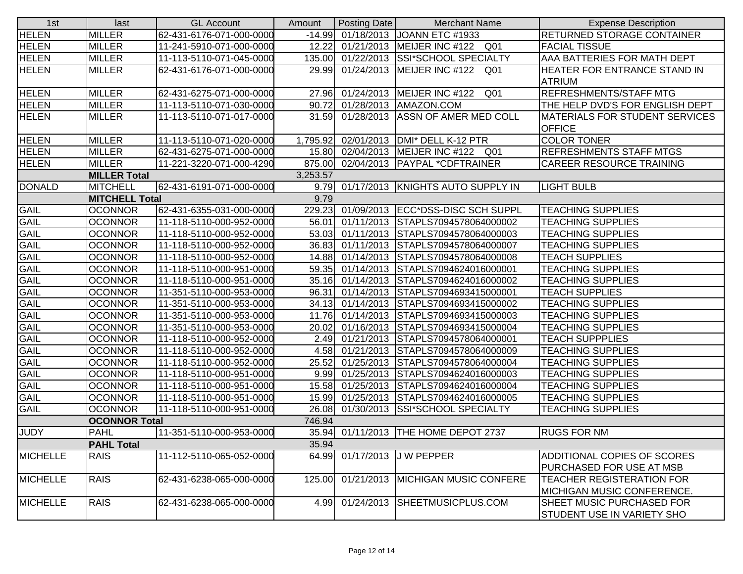| 1st | last | GL Account | Amount | Posting Date | Merchant Name | Expense Description |
|---|---|---|---|---|---|---|
| HELEN | MILLER | 62-431-6176-071-000-0000 | -14.99 | 01/18/2013 | JOANN ETC #1933 | RETURNED STORAGE CONTAINER |
| HELEN | MILLER | 11-241-5910-071-000-0000 | 12.22 | 01/21/2013 | MEIJER INC #122 Q01 | FACIAL TISSUE |
| HELEN | MILLER | 11-113-5110-071-045-0000 | 135.00 | 01/22/2013 | SSI*SCHOOL SPECIALTY | AAA BATTERIES FOR MATH DEPT |
| HELEN | MILLER | 62-431-6176-071-000-0000 | 29.99 | 01/24/2013 | MEIJER INC #122 Q01 | HEATER FOR ENTRANCE STAND IN ATRIUM |
| HELEN | MILLER | 62-431-6275-071-000-0000 | 27.96 | 01/24/2013 | MEIJER INC #122 Q01 | REFRESHMENTS/STAFF MTG |
| HELEN | MILLER | 11-113-5110-071-030-0000 | 90.72 | 01/28/2013 | AMAZON.COM | THE HELP DVD'S FOR ENGLISH DEPT |
| HELEN | MILLER | 11-113-5110-071-017-0000 | 31.59 | 01/28/2013 | ASSN OF AMER MED COLL | MATERIALS FOR STUDENT SERVICES OFFICE |
| HELEN | MILLER | 11-113-5110-071-020-0000 | 1,795.92 | 02/01/2013 | DMI* DELL K-12 PTR | COLOR TONER |
| HELEN | MILLER | 62-431-6275-071-000-0000 | 15.80 | 02/04/2013 | MEIJER INC #122 Q01 | REFRESHMENTS STAFF MTGS |
| HELEN | MILLER | 11-221-3220-071-000-4290 | 875.00 | 02/04/2013 | PAYPAL *CDFTRAINER | CAREER RESOURCE TRAINING |
| | **MILLER Total** | | 3,253.57 | | | |
| DONALD | MITCHELL | 62-431-6191-071-000-0000 | 9.79 | 01/17/2013 | KNIGHTS AUTO SUPPLY IN | LIGHT BULB |
| | **MITCHELL Total** | | 9.79 | | | |
| GAIL | OCONNOR | 62-431-6355-031-000-0000 | 229.23 | 01/09/2013 | ECC*DSS-DISC SCH SUPPL | TEACHING SUPPLIES |
| GAIL | OCONNOR | 11-118-5110-000-952-0000 | 56.01 | 01/11/2013 | STAPLS7094578064000002 | TEACHING SUPPLIES |
| GAIL | OCONNOR | 11-118-5110-000-952-0000 | 53.03 | 01/11/2013 | STAPLS7094578064000003 | TEACHING SUPPLIES |
| GAIL | OCONNOR | 11-118-5110-000-952-0000 | 36.83 | 01/11/2013 | STAPLS7094578064000007 | TEACHING SUPPLIES |
| GAIL | OCONNOR | 11-118-5110-000-952-0000 | 14.88 | 01/14/2013 | STAPLS7094578064000008 | TEACH SUPPLIES |
| GAIL | OCONNOR | 11-118-5110-000-951-0000 | 59.35 | 01/14/2013 | STAPLS7094624016000001 | TEACHING SUPPLIES |
| GAIL | OCONNOR | 11-118-5110-000-951-0000 | 35.16 | 01/14/2013 | STAPLS7094624016000002 | TEACHING SUPPLIES |
| GAIL | OCONNOR | 11-351-5110-000-953-0000 | 96.31 | 01/14/2013 | STAPLS7094693415000001 | TEACH SUPPLIES |
| GAIL | OCONNOR | 11-351-5110-000-953-0000 | 34.13 | 01/14/2013 | STAPLS7094693415000002 | TEACHING SUPPLIES |
| GAIL | OCONNOR | 11-351-5110-000-953-0000 | 11.76 | 01/14/2013 | STAPLS7094693415000003 | TEACHING SUPPLIES |
| GAIL | OCONNOR | 11-351-5110-000-953-0000 | 20.02 | 01/16/2013 | STAPLS7094693415000004 | TEACHING SUPPLIES |
| GAIL | OCONNOR | 11-118-5110-000-952-0000 | 2.49 | 01/21/2013 | STAPLS7094578064000001 | TEACH SUPPPLIES |
| GAIL | OCONNOR | 11-118-5110-000-952-0000 | 4.58 | 01/21/2013 | STAPLS7094578064000009 | TEACHING SUPPLIES |
| GAIL | OCONNOR | 11-118-5110-000-952-0000 | 25.52 | 01/25/2013 | STAPLS7094578064000004 | TEACHING SUPPLIES |
| GAIL | OCONNOR | 11-118-5110-000-951-0000 | 9.99 | 01/25/2013 | STAPLS7094624016000003 | TEACHING SUPPLIES |
| GAIL | OCONNOR | 11-118-5110-000-951-0000 | 15.58 | 01/25/2013 | STAPLS7094624016000004 | TEACHING SUPPLIES |
| GAIL | OCONNOR | 11-118-5110-000-951-0000 | 15.99 | 01/25/2013 | STAPLS7094624016000005 | TEACHING SUPPLIES |
| GAIL | OCONNOR | 11-118-5110-000-951-0000 | 26.08 | 01/30/2013 | SSI*SCHOOL SPECIALTY | TEACHING SUPPLIES |
| | **OCONNOR Total** | | 746.94 | | | |
| JUDY | PAHL | 11-351-5110-000-953-0000 | 35.94 | 01/11/2013 | THE HOME DEPOT 2737 | RUGS FOR NM |
| | **PAHL Total** | | 35.94 | | | |
| MICHELLE | RAIS | 11-112-5110-065-052-0000 | 64.99 | 01/17/2013 | J W PEPPER | ADDITIONAL COPIES OF SCORES PURCHASED FOR USE AT MSB |
| MICHELLE | RAIS | 62-431-6238-065-000-0000 | 125.00 | 01/21/2013 | MICHIGAN MUSIC CONFERE | TEACHER REGISTERATION FOR MICHIGAN MUSIC CONFERENCE. |
| MICHELLE | RAIS | 62-431-6238-065-000-0000 | 4.99 | 01/24/2013 | SHEETMUSICPLUS.COM | SHEET MUSIC PURCHASED FOR STUDENT USE IN VARIETY SHO |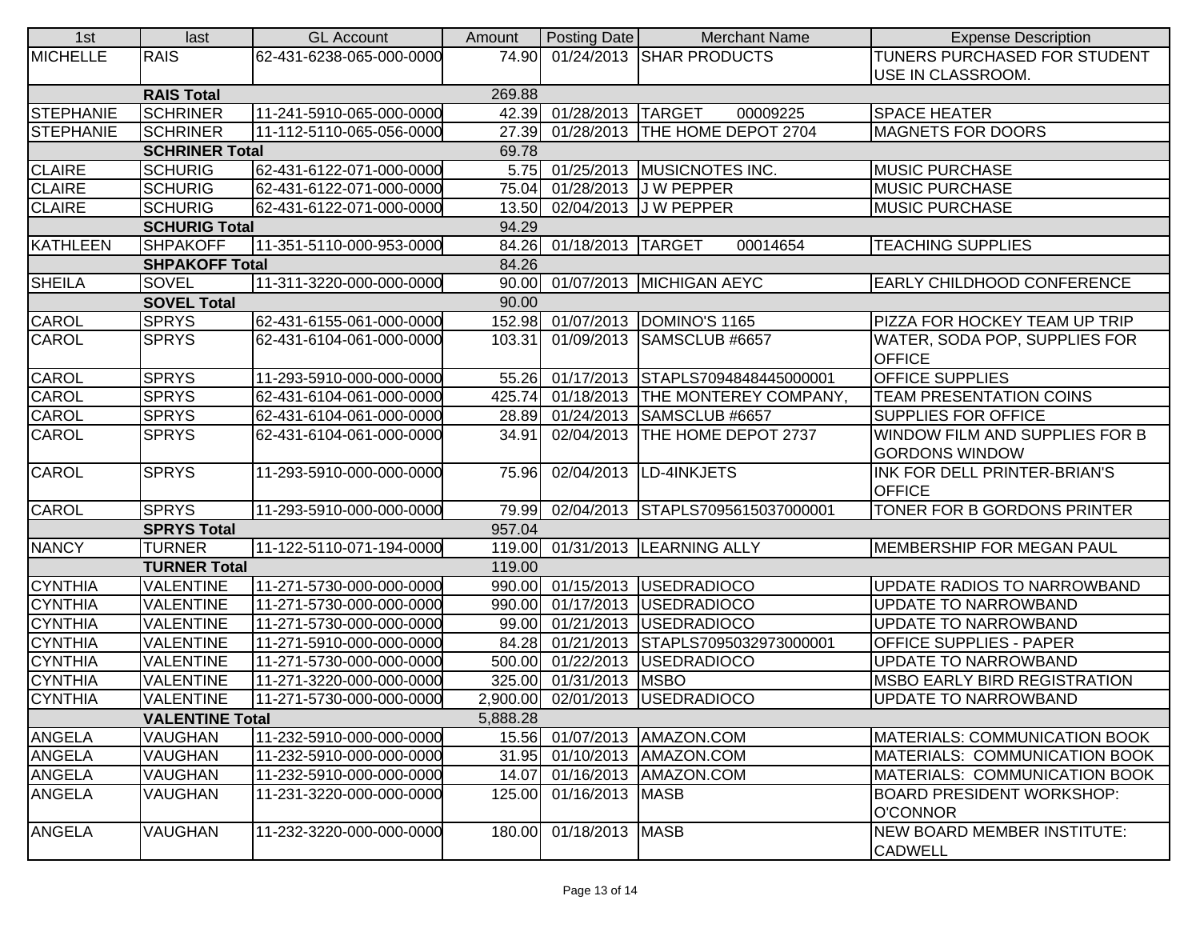| 1st | last | GL Account | Amount | Posting Date | Merchant Name | Expense Description |
|---|---|---|---|---|---|---|
| MICHELLE | RAIS | 62-431-6238-065-000-0000 | 74.90 | 01/24/2013 | SHAR PRODUCTS | TUNERS PURCHASED FOR STUDENT USE IN CLASSROOM. |
| | **RAIS Total** | | 269.88 | | | |
| STEPHANIE | SCHRINER | 11-241-5910-065-000-0000 | 42.39 | 01/28/2013 | TARGET 00009225 | SPACE HEATER |
| STEPHANIE | SCHRINER | 11-112-5110-065-056-0000 | 27.39 | 01/28/2013 | THE HOME DEPOT 2704 | MAGNETS FOR DOORS |
| | **SCHRINER Total** | | 69.78 | | | |
| CLAIRE | SCHURIG | 62-431-6122-071-000-0000 | 5.75 | 01/25/2013 | MUSICNOTES INC. | MUSIC PURCHASE |
| CLAIRE | SCHURIG | 62-431-6122-071-000-0000 | 75.04 | 01/28/2013 | J W PEPPER | MUSIC PURCHASE |
| CLAIRE | SCHURIG | 62-431-6122-071-000-0000 | 13.50 | 02/04/2013 | J W PEPPER | MUSIC PURCHASE |
| | **SCHURIG Total** | | 94.29 | | | |
| KATHLEEN | SHPAKOFF | 11-351-5110-000-953-0000 | 84.26 | 01/18/2013 | TARGET 00014654 | TEACHING SUPPLIES |
| | **SHPAKOFF Total** | | 84.26 | | | |
| SHEILA | SOVEL | 11-311-3220-000-000-0000 | 90.00 | 01/07/2013 | MICHIGAN AEYC | EARLY CHILDHOOD CONFERENCE |
| | **SOVEL Total** | | 90.00 | | | |
| CAROL | SPRYS | 62-431-6155-061-000-0000 | 152.98 | 01/07/2013 | DOMINO'S 1165 | PIZZA FOR HOCKEY TEAM UP TRIP |
| CAROL | SPRYS | 62-431-6104-061-000-0000 | 103.31 | 01/09/2013 | SAMSCLUB #6657 | WATER, SODA POP, SUPPLIES FOR OFFICE |
| CAROL | SPRYS | 11-293-5910-000-000-0000 | 55.26 | 01/17/2013 | STAPLS7094848445000001 | OFFICE SUPPLIES |
| CAROL | SPRYS | 62-431-6104-061-000-0000 | 425.74 | 01/18/2013 | THE MONTEREY COMPANY, | TEAM PRESENTATION COINS |
| CAROL | SPRYS | 62-431-6104-061-000-0000 | 28.89 | 01/24/2013 | SAMSCLUB #6657 | SUPPLIES FOR OFFICE |
| CAROL | SPRYS | 62-431-6104-061-000-0000 | 34.91 | 02/04/2013 | THE HOME DEPOT 2737 | WINDOW FILM AND SUPPLIES FOR B GORDONS WINDOW |
| CAROL | SPRYS | 11-293-5910-000-000-0000 | 75.96 | 02/04/2013 | LD-4INKJETS | INK FOR DELL PRINTER-BRIAN'S OFFICE |
| CAROL | SPRYS | 11-293-5910-000-000-0000 | 79.99 | 02/04/2013 | STAPLS7095615037000001 | TONER FOR B GORDONS PRINTER |
| | **SPRYS Total** | | 957.04 | | | |
| NANCY | TURNER | 11-122-5110-071-194-0000 | 119.00 | 01/31/2013 | LEARNING ALLY | MEMBERSHIP FOR MEGAN PAUL |
| | **TURNER Total** | | 119.00 | | | |
| CYNTHIA | VALENTINE | 11-271-5730-000-000-0000 | 990.00 | 01/15/2013 | USEDRADIOCO | UPDATE RADIOS TO NARROWBAND |
| CYNTHIA | VALENTINE | 11-271-5730-000-000-0000 | 990.00 | 01/17/2013 | USEDRADIOCO | UPDATE TO NARROWBAND |
| CYNTHIA | VALENTINE | 11-271-5730-000-000-0000 | 99.00 | 01/21/2013 | USEDRADIOCO | UPDATE TO NARROWBAND |
| CYNTHIA | VALENTINE | 11-271-5910-000-000-0000 | 84.28 | 01/21/2013 | STAPLS7095032973000001 | OFFICE SUPPLIES - PAPER |
| CYNTHIA | VALENTINE | 11-271-5730-000-000-0000 | 500.00 | 01/22/2013 | USEDRADIOCO | UPDATE TO NARROWBAND |
| CYNTHIA | VALENTINE | 11-271-3220-000-000-0000 | 325.00 | 01/31/2013 | MSBO | MSBO EARLY BIRD REGISTRATION |
| CYNTHIA | VALENTINE | 11-271-5730-000-000-0000 | 2,900.00 | 02/01/2013 | USEDRADIOCO | UPDATE TO NARROWBAND |
| | **VALENTINE Total** | | 5,888.28 | | | |
| ANGELA | VAUGHAN | 11-232-5910-000-000-0000 | 15.56 | 01/07/2013 | AMAZON.COM | MATERIALS: COMMUNICATION BOOK |
| ANGELA | VAUGHAN | 11-232-5910-000-000-0000 | 31.95 | 01/10/2013 | AMAZON.COM | MATERIALS: COMMUNICATION BOOK |
| ANGELA | VAUGHAN | 11-232-5910-000-000-0000 | 14.07 | 01/16/2013 | AMAZON.COM | MATERIALS: COMMUNICATION BOOK |
| ANGELA | VAUGHAN | 11-231-3220-000-000-0000 | 125.00 | 01/16/2013 | MASB | BOARD PRESIDENT WORKSHOP: O'CONNOR |
| ANGELA | VAUGHAN | 11-232-3220-000-000-0000 | 180.00 | 01/18/2013 | MASB | NEW BOARD MEMBER INSTITUTE: CADWELL |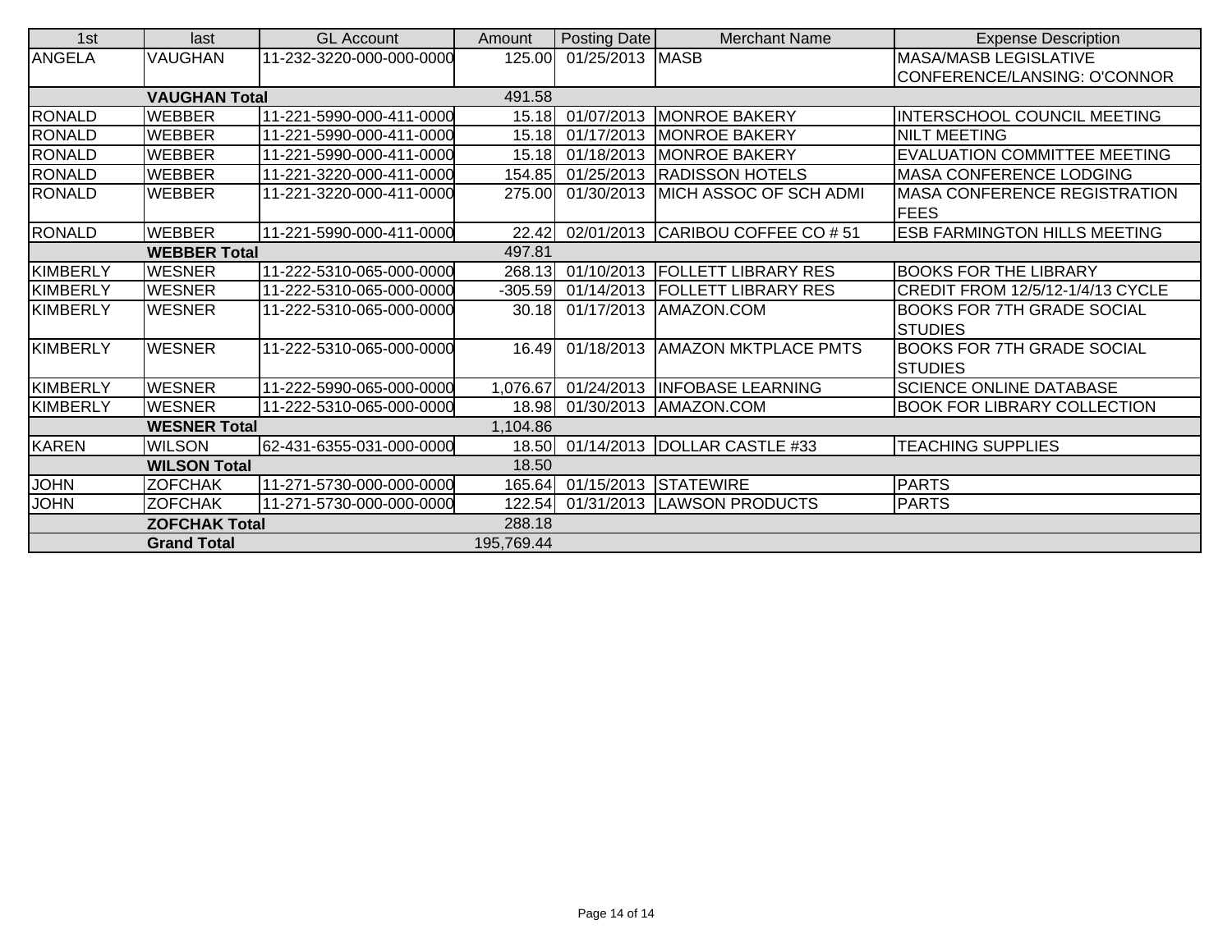| 1st | last | GL Account | Amount | Posting Date | Merchant Name | Expense Description |
|---|---|---|---|---|---|---|
| ANGELA | VAUGHAN | 11-232-3220-000-000-0000 | 125.00 | 01/25/2013 | MASB | MASA/MASB LEGISLATIVE CONFERENCE/LANSING: O'CONNOR |
| | **VAUGHAN Total** | | 491.58 | | | |
| RONALD | WEBBER | 11-221-5990-000-411-0000 | 15.18 | 01/07/2013 | MONROE BAKERY | INTERSCHOOL COUNCIL MEETING |
| RONALD | WEBBER | 11-221-5990-000-411-0000 | 15.18 | 01/17/2013 | MONROE BAKERY | NILT MEETING |
| RONALD | WEBBER | 11-221-5990-000-411-0000 | 15.18 | 01/18/2013 | MONROE BAKERY | EVALUATION COMMITTEE MEETING |
| RONALD | WEBBER | 11-221-3220-000-411-0000 | 154.85 | 01/25/2013 | RADISSON HOTELS | MASA CONFERENCE LODGING |
| RONALD | WEBBER | 11-221-3220-000-411-0000 | 275.00 | 01/30/2013 | MICH ASSOC OF SCH ADMI | MASA CONFERENCE REGISTRATION FEES |
| RONALD | WEBBER | 11-221-5990-000-411-0000 | 22.42 | 02/01/2013 | CARIBOU COFFEE CO # 51 | ESB FARMINGTON HILLS MEETING |
| | **WEBBER Total** | | 497.81 | | | |
| KIMBERLY | WESNER | 11-222-5310-065-000-0000 | 268.13 | 01/10/2013 | FOLLETT LIBRARY RES | BOOKS FOR THE LIBRARY |
| KIMBERLY | WESNER | 11-222-5310-065-000-0000 | -305.59 | 01/14/2013 | FOLLETT LIBRARY RES | CREDIT FROM 12/5/12-1/4/13 CYCLE |
| KIMBERLY | WESNER | 11-222-5310-065-000-0000 | 30.18 | 01/17/2013 | AMAZON.COM | BOOKS FOR 7TH GRADE SOCIAL STUDIES |
| KIMBERLY | WESNER | 11-222-5310-065-000-0000 | 16.49 | 01/18/2013 | AMAZON MKTPLACE PMTS | BOOKS FOR 7TH GRADE SOCIAL STUDIES |
| KIMBERLY | WESNER | 11-222-5990-065-000-0000 | 1,076.67 | 01/24/2013 | INFOBASE LEARNING | SCIENCE ONLINE DATABASE |
| KIMBERLY | WESNER | 11-222-5310-065-000-0000 | 18.98 | 01/30/2013 | AMAZON.COM | BOOK FOR LIBRARY COLLECTION |
| | **WESNER Total** | | 1,104.86 | | | |
| KAREN | WILSON | 62-431-6355-031-000-0000 | 18.50 | 01/14/2013 | DOLLAR CASTLE #33 | TEACHING SUPPLIES |
| | **WILSON Total** | | 18.50 | | | |
| JOHN | ZOFCHAK | 11-271-5730-000-000-0000 | 165.64 | 01/15/2013 | STATEWIRE | PARTS |
| JOHN | ZOFCHAK | 11-271-5730-000-000-0000 | 122.54 | 01/31/2013 | LAWSON PRODUCTS | PARTS |
| | **ZOFCHAK Total** | | 288.18 | | | |
| | **Grand Total** | | 195,769.44 | | | |